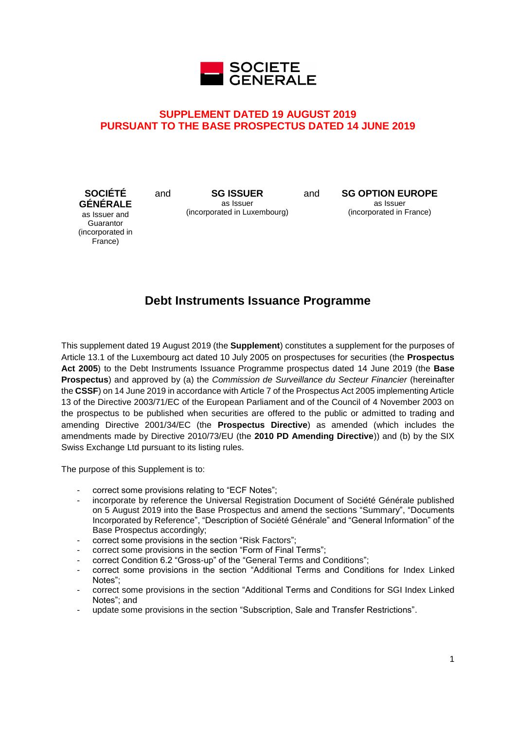SOCIETE GENERALE

**SUPPLEMENT DATED 19 AUGUST 2019**
**PURSUANT TO THE BASE PROSPECTUS DATED 14 JUNE 2019**

| **SOCIÉTÉ GÉNÉRALE** | and | **SG ISSUER** | and | **SG OPTION EUROPE** |
|---|---|---|---|---|
| as Issuer and Guarantor (incorporated in France) | | as Issuer (incorporated in Luxembourg) | | as Issuer (incorporated in France) |

# Debt Instruments Issuance Programme

This supplement dated 19 August 2019 (the **Supplement**) constitutes a supplement for the purposes of Article 13.1 of the Luxembourg act dated 10 July 2005 on prospectuses for securities (the **Prospectus Act 2005**) to the Debt Instruments Issuance Programme prospectus dated 14 June 2019 (the **Base Prospectus**) and approved by (a) the *Commission de Surveillance du Secteur Financier* (hereinafter the **CSSF**) on 14 June 2019 in accordance with Article 7 of the Prospectus Act 2005 implementing Article 13 of the Directive 2003/71/EC of the European Parliament and of the Council of 4 November 2003 on the prospectus to be published when securities are offered to the public or admitted to trading and amending Directive 2001/34/EC (the **Prospectus Directive**) as amended (which includes the amendments made by Directive 2010/73/EU (the **2010 PD Amending Directive**)) and (b) by the SIX Swiss Exchange Ltd pursuant to its listing rules.

The purpose of this Supplement is to:

- correct some provisions relating to "ECF Notes";
- incorporate by reference the Universal Registration Document of Société Générale published on 5 August 2019 into the Base Prospectus and amend the sections "Summary", "Documents Incorporated by Reference", "Description of Société Générale" and "General Information" of the Base Prospectus accordingly;
- correct some provisions in the section "Risk Factors";
- correct some provisions in the section "Form of Final Terms";
- correct Condition 6.2 "Gross-up" of the "General Terms and Conditions";
- correct some provisions in the section "Additional Terms and Conditions for Index Linked Notes";
- correct some provisions in the section "Additional Terms and Conditions for SGI Index Linked Notes"; and
- update some provisions in the section "Subscription, Sale and Transfer Restrictions".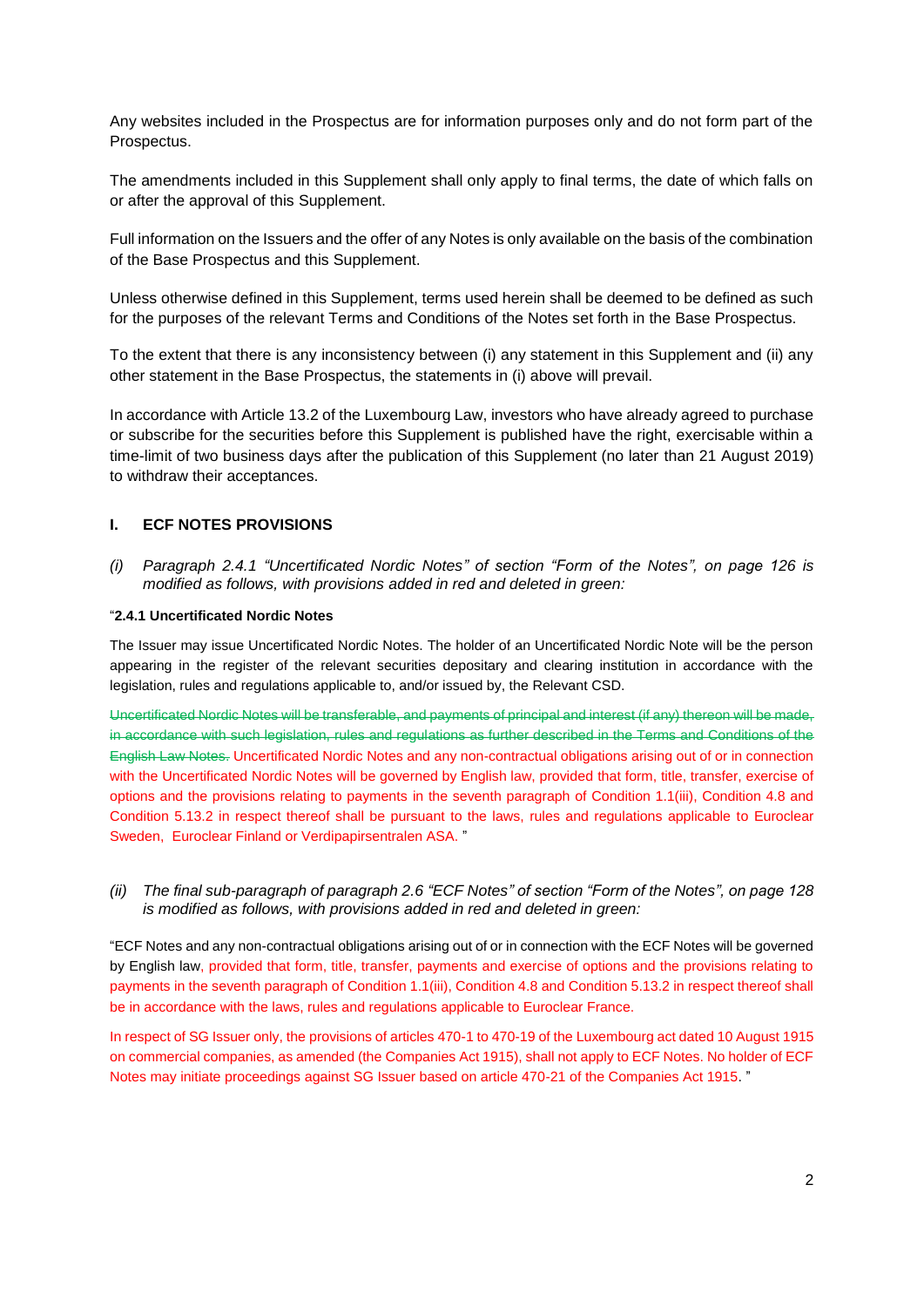Any websites included in the Prospectus are for information purposes only and do not form part of the Prospectus.

The amendments included in this Supplement shall only apply to final terms, the date of which falls on or after the approval of this Supplement.

Full information on the Issuers and the offer of any Notes is only available on the basis of the combination of the Base Prospectus and this Supplement.

Unless otherwise defined in this Supplement, terms used herein shall be deemed to be defined as such for the purposes of the relevant Terms and Conditions of the Notes set forth in the Base Prospectus.

To the extent that there is any inconsistency between (i) any statement in this Supplement and (ii) any other statement in the Base Prospectus, the statements in (i) above will prevail.

In accordance with Article 13.2 of the Luxembourg Law, investors who have already agreed to purchase or subscribe for the securities before this Supplement is published have the right, exercisable within a time-limit of two business days after the publication of this Supplement (no later than 21 August 2019) to withdraw their acceptances.

## I. ECF NOTES PROVISIONS

*(i) Paragraph 2.4.1 "Uncertificated Nordic Notes" of section "Form of the Notes", on page 126 is modified as follows, with provisions added in red and deleted in green:*

"**2.4.1 Uncertificated Nordic Notes**

The Issuer may issue Uncertificated Nordic Notes. The holder of an Uncertificated Nordic Note will be the person appearing in the register of the relevant securities depositary and clearing institution in accordance with the legislation, rules and regulations applicable to, and/or issued by, the Relevant CSD.

~~Uncertificated Nordic Notes will be transferable, and payments of principal and interest (if any) thereon will be made, in accordance with such legislation, rules and regulations as further described in the Terms and Conditions of the English Law Notes.~~ Uncertificated Nordic Notes and any non-contractual obligations arising out of or in connection with the Uncertificated Nordic Notes will be governed by English law, provided that form, title, transfer, exercise of options and the provisions relating to payments in the seventh paragraph of Condition 1.1(iii), Condition 4.8 and Condition 5.13.2 in respect thereof shall be pursuant to the laws, rules and regulations applicable to Euroclear Sweden, Euroclear Finland or Verdipapirsentralen ASA. "

*(ii) The final sub-paragraph of paragraph 2.6 "ECF Notes" of section "Form of the Notes", on page 128 is modified as follows, with provisions added in red and deleted in green:*

"ECF Notes and any non-contractual obligations arising out of or in connection with the ECF Notes will be governed by English law, provided that form, title, transfer, payments and exercise of options and the provisions relating to payments in the seventh paragraph of Condition 1.1(iii), Condition 4.8 and Condition 5.13.2 in respect thereof shall be in accordance with the laws, rules and regulations applicable to Euroclear France.

In respect of SG Issuer only, the provisions of articles 470-1 to 470-19 of the Luxembourg act dated 10 August 1915 on commercial companies, as amended (the Companies Act 1915), shall not apply to ECF Notes. No holder of ECF Notes may initiate proceedings against SG Issuer based on article 470-21 of the Companies Act 1915. "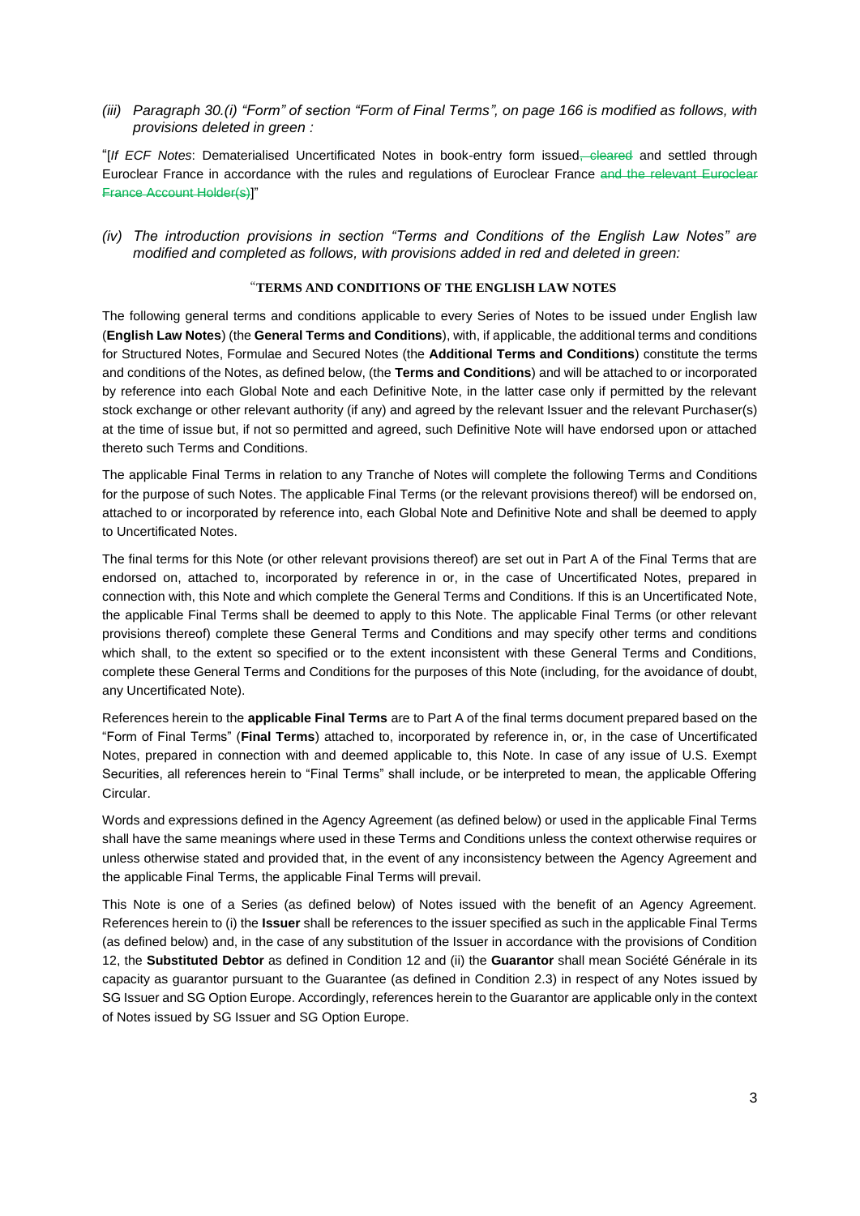*(iii) Paragraph 30.(i) "Form" of section "Form of Final Terms", on page 166 is modified as follows, with provisions deleted in green :*

"[*If ECF Notes*: Dematerialised Uncertificated Notes in book-entry form issued~~, cleared~~ and settled through Euroclear France in accordance with the rules and regulations of Euroclear France ~~and the relevant Euroclear France Account Holder(s)~~]"

*(iv) The introduction provisions in section "Terms and Conditions of the English Law Notes" are modified and completed as follows, with provisions added in red and deleted in green:*

"**TERMS AND CONDITIONS OF THE ENGLISH LAW NOTES**

The following general terms and conditions applicable to every Series of Notes to be issued under English law (**English Law Notes**) (the **General Terms and Conditions**), with, if applicable, the additional terms and conditions for Structured Notes, Formulae and Secured Notes (the **Additional Terms and Conditions**) constitute the terms and conditions of the Notes, as defined below, (the **Terms and Conditions**) and will be attached to or incorporated by reference into each Global Note and each Definitive Note, in the latter case only if permitted by the relevant stock exchange or other relevant authority (if any) and agreed by the relevant Issuer and the relevant Purchaser(s) at the time of issue but, if not so permitted and agreed, such Definitive Note will have endorsed upon or attached thereto such Terms and Conditions.

The applicable Final Terms in relation to any Tranche of Notes will complete the following Terms and Conditions for the purpose of such Notes. The applicable Final Terms (or the relevant provisions thereof) will be endorsed on, attached to or incorporated by reference into, each Global Note and Definitive Note and shall be deemed to apply to Uncertificated Notes.

The final terms for this Note (or other relevant provisions thereof) are set out in Part A of the Final Terms that are endorsed on, attached to, incorporated by reference in or, in the case of Uncertificated Notes, prepared in connection with, this Note and which complete the General Terms and Conditions. If this is an Uncertificated Note, the applicable Final Terms shall be deemed to apply to this Note. The applicable Final Terms (or other relevant provisions thereof) complete these General Terms and Conditions and may specify other terms and conditions which shall, to the extent so specified or to the extent inconsistent with these General Terms and Conditions, complete these General Terms and Conditions for the purposes of this Note (including, for the avoidance of doubt, any Uncertificated Note).

References herein to the **applicable Final Terms** are to Part A of the final terms document prepared based on the "Form of Final Terms" (**Final Terms**) attached to, incorporated by reference in, or, in the case of Uncertificated Notes, prepared in connection with and deemed applicable to, this Note. In case of any issue of U.S. Exempt Securities, all references herein to "Final Terms" shall include, or be interpreted to mean, the applicable Offering Circular.

Words and expressions defined in the Agency Agreement (as defined below) or used in the applicable Final Terms shall have the same meanings where used in these Terms and Conditions unless the context otherwise requires or unless otherwise stated and provided that, in the event of any inconsistency between the Agency Agreement and the applicable Final Terms, the applicable Final Terms will prevail.

This Note is one of a Series (as defined below) of Notes issued with the benefit of an Agency Agreement. References herein to (i) the **Issuer** shall be references to the issuer specified as such in the applicable Final Terms (as defined below) and, in the case of any substitution of the Issuer in accordance with the provisions of Condition 12, the **Substituted Debtor** as defined in Condition 12 and (ii) the **Guarantor** shall mean Société Générale in its capacity as guarantor pursuant to the Guarantee (as defined in Condition 2.3) in respect of any Notes issued by SG Issuer and SG Option Europe. Accordingly, references herein to the Guarantor are applicable only in the context of Notes issued by SG Issuer and SG Option Europe.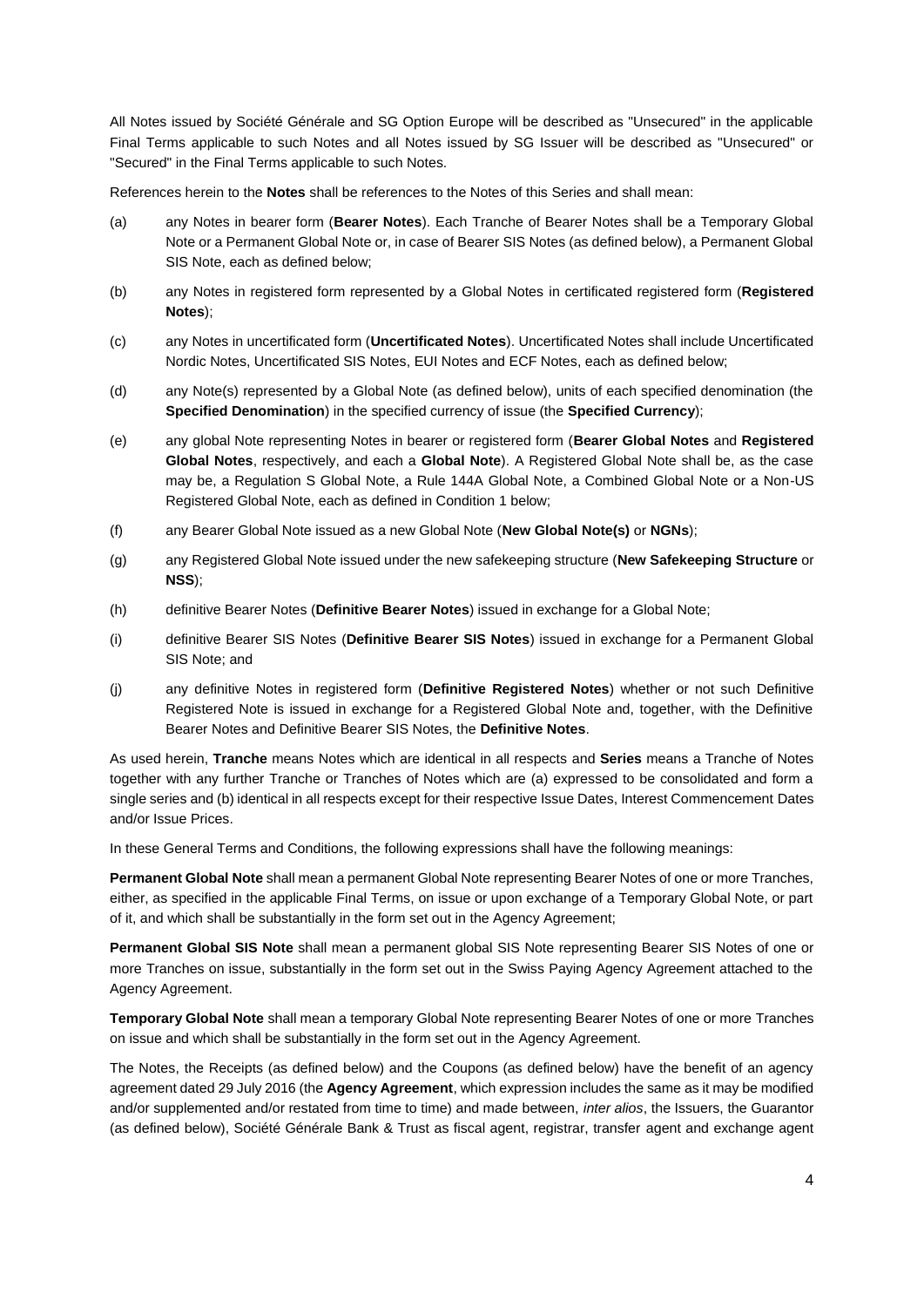All Notes issued by Société Générale and SG Option Europe will be described as "Unsecured" in the applicable Final Terms applicable to such Notes and all Notes issued by SG Issuer will be described as "Unsecured" or "Secured" in the Final Terms applicable to such Notes.

References herein to the **Notes** shall be references to the Notes of this Series and shall mean:

(a) any Notes in bearer form (**Bearer Notes**). Each Tranche of Bearer Notes shall be a Temporary Global Note or a Permanent Global Note or, in case of Bearer SIS Notes (as defined below), a Permanent Global SIS Note, each as defined below;

(b) any Notes in registered form represented by a Global Notes in certificated registered form (**Registered Notes**);

(c) any Notes in uncertificated form (**Uncertificated Notes**). Uncertificated Notes shall include Uncertificated Nordic Notes, Uncertificated SIS Notes, EUI Notes and ECF Notes, each as defined below;

(d) any Note(s) represented by a Global Note (as defined below), units of each specified denomination (the **Specified Denomination**) in the specified currency of issue (the **Specified Currency**);

(e) any global Note representing Notes in bearer or registered form (**Bearer Global Notes** and **Registered Global Notes**, respectively, and each a **Global Note**). A Registered Global Note shall be, as the case may be, a Regulation S Global Note, a Rule 144A Global Note, a Combined Global Note or a Non-US Registered Global Note, each as defined in Condition 1 below;

(f) any Bearer Global Note issued as a new Global Note (**New Global Note(s)** or **NGNs**);

(g) any Registered Global Note issued under the new safekeeping structure (**New Safekeeping Structure** or **NSS**);

(h) definitive Bearer Notes (**Definitive Bearer Notes**) issued in exchange for a Global Note;

(i) definitive Bearer SIS Notes (**Definitive Bearer SIS Notes**) issued in exchange for a Permanent Global SIS Note; and

(j) any definitive Notes in registered form (**Definitive Registered Notes**) whether or not such Definitive Registered Note is issued in exchange for a Registered Global Note and, together, with the Definitive Bearer Notes and Definitive Bearer SIS Notes, the **Definitive Notes**.

As used herein, **Tranche** means Notes which are identical in all respects and **Series** means a Tranche of Notes together with any further Tranche or Tranches of Notes which are (a) expressed to be consolidated and form a single series and (b) identical in all respects except for their respective Issue Dates, Interest Commencement Dates and/or Issue Prices.

In these General Terms and Conditions, the following expressions shall have the following meanings:

**Permanent Global Note** shall mean a permanent Global Note representing Bearer Notes of one or more Tranches, either, as specified in the applicable Final Terms, on issue or upon exchange of a Temporary Global Note, or part of it, and which shall be substantially in the form set out in the Agency Agreement;

**Permanent Global SIS Note** shall mean a permanent global SIS Note representing Bearer SIS Notes of one or more Tranches on issue, substantially in the form set out in the Swiss Paying Agency Agreement attached to the Agency Agreement.

**Temporary Global Note** shall mean a temporary Global Note representing Bearer Notes of one or more Tranches on issue and which shall be substantially in the form set out in the Agency Agreement.

The Notes, the Receipts (as defined below) and the Coupons (as defined below) have the benefit of an agency agreement dated 29 July 2016 (the **Agency Agreement**, which expression includes the same as it may be modified and/or supplemented and/or restated from time to time) and made between, *inter alios*, the Issuers, the Guarantor (as defined below), Société Générale Bank & Trust as fiscal agent, registrar, transfer agent and exchange agent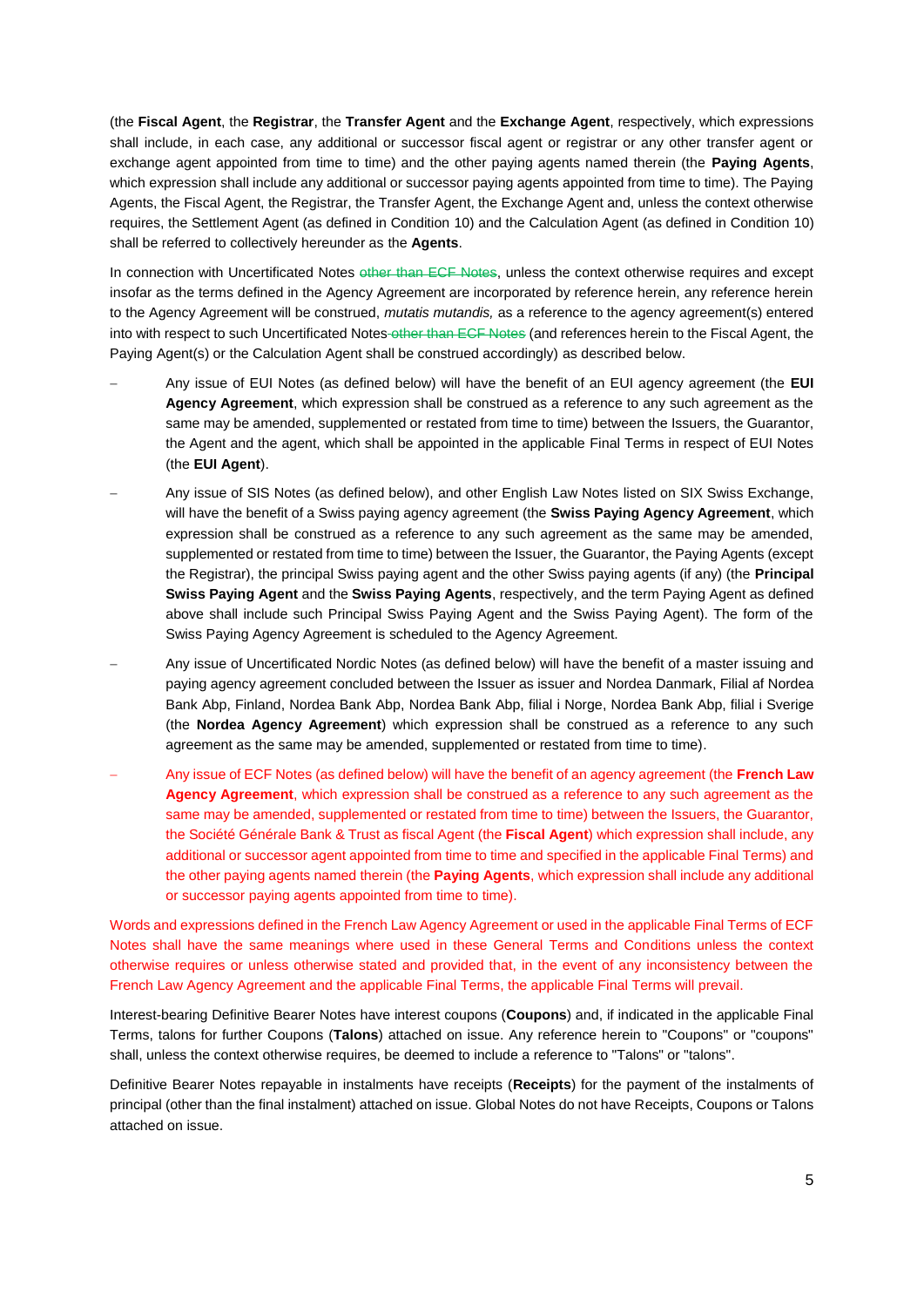(the **Fiscal Agent**, the **Registrar**, the **Transfer Agent** and the **Exchange Agent**, respectively, which expressions shall include, in each case, any additional or successor fiscal agent or registrar or any other transfer agent or exchange agent appointed from time to time) and the other paying agents named therein (the **Paying Agents**, which expression shall include any additional or successor paying agents appointed from time to time). The Paying Agents, the Fiscal Agent, the Registrar, the Transfer Agent, the Exchange Agent and, unless the context otherwise requires, the Settlement Agent (as defined in Condition 10) and the Calculation Agent (as defined in Condition 10) shall be referred to collectively hereunder as the **Agents**.

In connection with Uncertificated Notes ~~other than ECF Notes~~, unless the context otherwise requires and except insofar as the terms defined in the Agency Agreement are incorporated by reference herein, any reference herein to the Agency Agreement will be construed, *mutatis mutandis,* as a reference to the agency agreement(s) entered into with respect to such Uncertificated Notes ~~other than ECF Notes~~ (and references herein to the Fiscal Agent, the Paying Agent(s) or the Calculation Agent shall be construed accordingly) as described below.

- Any issue of EUI Notes (as defined below) will have the benefit of an EUI agency agreement (the **EUI Agency Agreement**, which expression shall be construed as a reference to any such agreement as the same may be amended, supplemented or restated from time to time) between the Issuers, the Guarantor, the Agent and the agent, which shall be appointed in the applicable Final Terms in respect of EUI Notes (the **EUI Agent**).
- Any issue of SIS Notes (as defined below), and other English Law Notes listed on SIX Swiss Exchange, will have the benefit of a Swiss paying agency agreement (the **Swiss Paying Agency Agreement**, which expression shall be construed as a reference to any such agreement as the same may be amended, supplemented or restated from time to time) between the Issuer, the Guarantor, the Paying Agents (except the Registrar), the principal Swiss paying agent and the other Swiss paying agents (if any) (the **Principal Swiss Paying Agent** and the **Swiss Paying Agents**, respectively, and the term Paying Agent as defined above shall include such Principal Swiss Paying Agent and the Swiss Paying Agent). The form of the Swiss Paying Agency Agreement is scheduled to the Agency Agreement.
- Any issue of Uncertificated Nordic Notes (as defined below) will have the benefit of a master issuing and paying agency agreement concluded between the Issuer as issuer and Nordea Danmark, Filial af Nordea Bank Abp, Finland, Nordea Bank Abp, Nordea Bank Abp, filial i Norge, Nordea Bank Abp, filial i Sverige (the **Nordea Agency Agreement**) which expression shall be construed as a reference to any such agreement as the same may be amended, supplemented or restated from time to time).
- Any issue of ECF Notes (as defined below) will have the benefit of an agency agreement (the **French Law Agency Agreement**, which expression shall be construed as a reference to any such agreement as the same may be amended, supplemented or restated from time to time) between the Issuers, the Guarantor, the Société Générale Bank & Trust as fiscal Agent (the **Fiscal Agent**) which expression shall include, any additional or successor agent appointed from time to time and specified in the applicable Final Terms) and the other paying agents named therein (the **Paying Agents**, which expression shall include any additional or successor paying agents appointed from time to time).

Words and expressions defined in the French Law Agency Agreement or used in the applicable Final Terms of ECF Notes shall have the same meanings where used in these General Terms and Conditions unless the context otherwise requires or unless otherwise stated and provided that, in the event of any inconsistency between the French Law Agency Agreement and the applicable Final Terms, the applicable Final Terms will prevail.

Interest-bearing Definitive Bearer Notes have interest coupons (**Coupons**) and, if indicated in the applicable Final Terms, talons for further Coupons (**Talons**) attached on issue. Any reference herein to "Coupons" or "coupons" shall, unless the context otherwise requires, be deemed to include a reference to "Talons" or "talons".

Definitive Bearer Notes repayable in instalments have receipts (**Receipts**) for the payment of the instalments of principal (other than the final instalment) attached on issue. Global Notes do not have Receipts, Coupons or Talons attached on issue.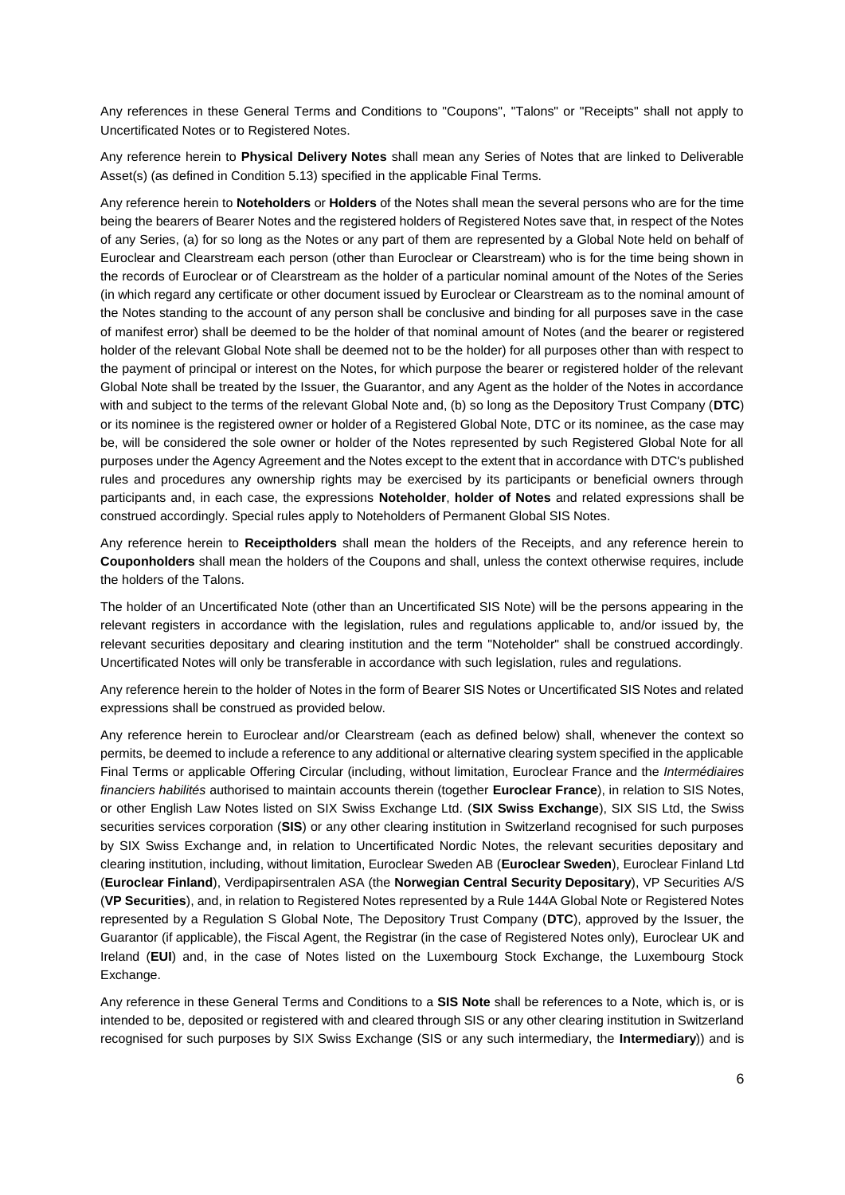Any references in these General Terms and Conditions to "Coupons", "Talons" or "Receipts" shall not apply to Uncertificated Notes or to Registered Notes.

Any reference herein to **Physical Delivery Notes** shall mean any Series of Notes that are linked to Deliverable Asset(s) (as defined in Condition 5.13) specified in the applicable Final Terms.

Any reference herein to **Noteholders** or **Holders** of the Notes shall mean the several persons who are for the time being the bearers of Bearer Notes and the registered holders of Registered Notes save that, in respect of the Notes of any Series, (a) for so long as the Notes or any part of them are represented by a Global Note held on behalf of Euroclear and Clearstream each person (other than Euroclear or Clearstream) who is for the time being shown in the records of Euroclear or of Clearstream as the holder of a particular nominal amount of the Notes of the Series (in which regard any certificate or other document issued by Euroclear or Clearstream as to the nominal amount of the Notes standing to the account of any person shall be conclusive and binding for all purposes save in the case of manifest error) shall be deemed to be the holder of that nominal amount of Notes (and the bearer or registered holder of the relevant Global Note shall be deemed not to be the holder) for all purposes other than with respect to the payment of principal or interest on the Notes, for which purpose the bearer or registered holder of the relevant Global Note shall be treated by the Issuer, the Guarantor, and any Agent as the holder of the Notes in accordance with and subject to the terms of the relevant Global Note and, (b) so long as the Depository Trust Company (**DTC**) or its nominee is the registered owner or holder of a Registered Global Note, DTC or its nominee, as the case may be, will be considered the sole owner or holder of the Notes represented by such Registered Global Note for all purposes under the Agency Agreement and the Notes except to the extent that in accordance with DTC's published rules and procedures any ownership rights may be exercised by its participants or beneficial owners through participants and, in each case, the expressions **Noteholder**, **holder of Notes** and related expressions shall be construed accordingly. Special rules apply to Noteholders of Permanent Global SIS Notes.

Any reference herein to **Receiptholders** shall mean the holders of the Receipts, and any reference herein to **Couponholders** shall mean the holders of the Coupons and shall, unless the context otherwise requires, include the holders of the Talons.

The holder of an Uncertificated Note (other than an Uncertificated SIS Note) will be the persons appearing in the relevant registers in accordance with the legislation, rules and regulations applicable to, and/or issued by, the relevant securities depositary and clearing institution and the term "Noteholder" shall be construed accordingly. Uncertificated Notes will only be transferable in accordance with such legislation, rules and regulations.

Any reference herein to the holder of Notes in the form of Bearer SIS Notes or Uncertificated SIS Notes and related expressions shall be construed as provided below.

Any reference herein to Euroclear and/or Clearstream (each as defined below) shall, whenever the context so permits, be deemed to include a reference to any additional or alternative clearing system specified in the applicable Final Terms or applicable Offering Circular (including, without limitation, Euroclear France and the *Intermédiaires financiers habilités* authorised to maintain accounts therein (together **Euroclear France**), in relation to SIS Notes, or other English Law Notes listed on SIX Swiss Exchange Ltd. (**SIX Swiss Exchange**), SIX SIS Ltd, the Swiss securities services corporation (**SIS**) or any other clearing institution in Switzerland recognised for such purposes by SIX Swiss Exchange and, in relation to Uncertificated Nordic Notes, the relevant securities depositary and clearing institution, including, without limitation, Euroclear Sweden AB (**Euroclear Sweden**), Euroclear Finland Ltd (**Euroclear Finland**), Verdipapirsentralen ASA (the **Norwegian Central Security Depositary**), VP Securities A/S (**VP Securities**), and, in relation to Registered Notes represented by a Rule 144A Global Note or Registered Notes represented by a Regulation S Global Note, The Depository Trust Company (**DTC**), approved by the Issuer, the Guarantor (if applicable), the Fiscal Agent, the Registrar (in the case of Registered Notes only), Euroclear UK and Ireland (**EUI**) and, in the case of Notes listed on the Luxembourg Stock Exchange, the Luxembourg Stock Exchange.

Any reference in these General Terms and Conditions to a **SIS Note** shall be references to a Note, which is, or is intended to be, deposited or registered with and cleared through SIS or any other clearing institution in Switzerland recognised for such purposes by SIX Swiss Exchange (SIS or any such intermediary, the **Intermediary**)) and is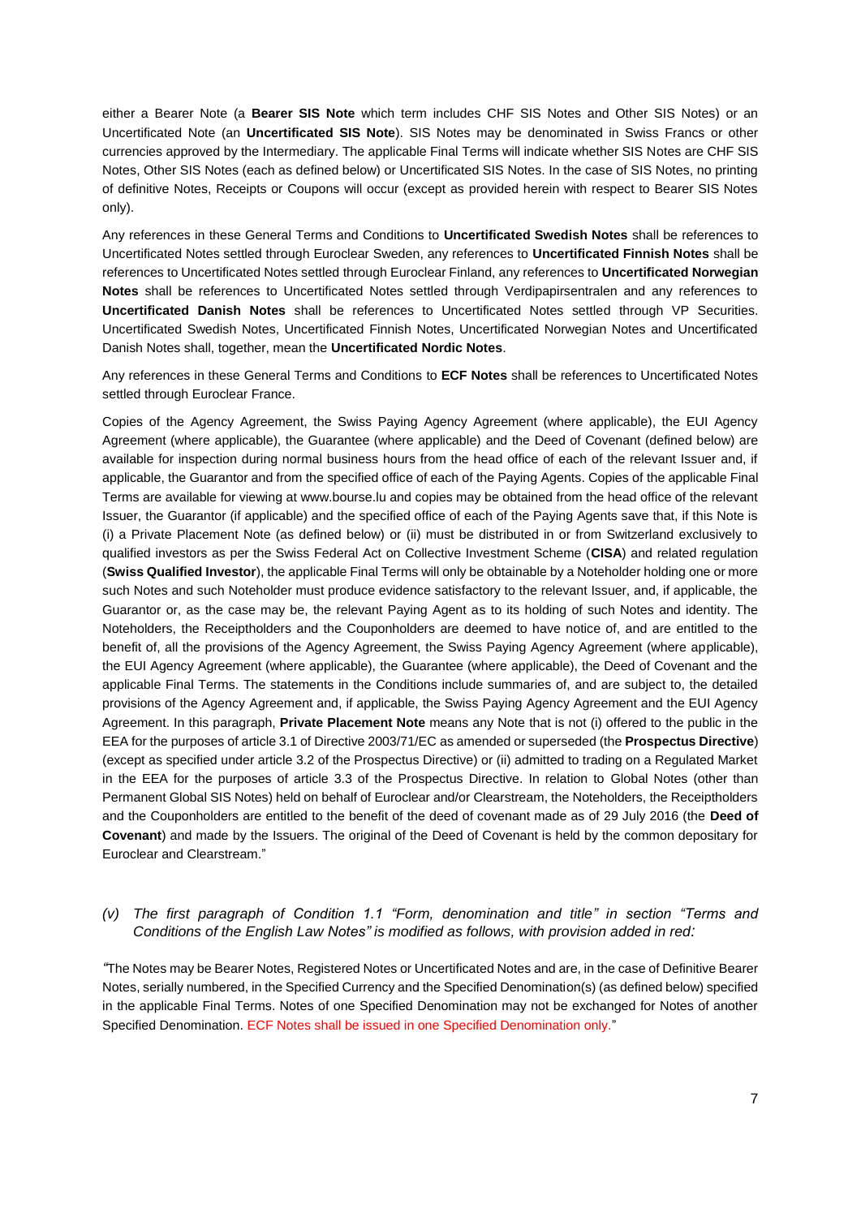either a Bearer Note (a **Bearer SIS Note** which term includes CHF SIS Notes and Other SIS Notes) or an Uncertificated Note (an **Uncertificated SIS Note**). SIS Notes may be denominated in Swiss Francs or other currencies approved by the Intermediary. The applicable Final Terms will indicate whether SIS Notes are CHF SIS Notes, Other SIS Notes (each as defined below) or Uncertificated SIS Notes. In the case of SIS Notes, no printing of definitive Notes, Receipts or Coupons will occur (except as provided herein with respect to Bearer SIS Notes only).

Any references in these General Terms and Conditions to **Uncertificated Swedish Notes** shall be references to Uncertificated Notes settled through Euroclear Sweden, any references to **Uncertificated Finnish Notes** shall be references to Uncertificated Notes settled through Euroclear Finland, any references to **Uncertificated Norwegian Notes** shall be references to Uncertificated Notes settled through Verdipapirsentralen and any references to **Uncertificated Danish Notes** shall be references to Uncertificated Notes settled through VP Securities. Uncertificated Swedish Notes, Uncertificated Finnish Notes, Uncertificated Norwegian Notes and Uncertificated Danish Notes shall, together, mean the **Uncertificated Nordic Notes**.

Any references in these General Terms and Conditions to **ECF Notes** shall be references to Uncertificated Notes settled through Euroclear France.

Copies of the Agency Agreement, the Swiss Paying Agency Agreement (where applicable), the EUI Agency Agreement (where applicable), the Guarantee (where applicable) and the Deed of Covenant (defined below) are available for inspection during normal business hours from the head office of each of the relevant Issuer and, if applicable, the Guarantor and from the specified office of each of the Paying Agents. Copies of the applicable Final Terms are available for viewing at www.bourse.lu and copies may be obtained from the head office of the relevant Issuer, the Guarantor (if applicable) and the specified office of each of the Paying Agents save that, if this Note is (i) a Private Placement Note (as defined below) or (ii) must be distributed in or from Switzerland exclusively to qualified investors as per the Swiss Federal Act on Collective Investment Scheme (**CISA**) and related regulation (**Swiss Qualified Investor**), the applicable Final Terms will only be obtainable by a Noteholder holding one or more such Notes and such Noteholder must produce evidence satisfactory to the relevant Issuer, and, if applicable, the Guarantor or, as the case may be, the relevant Paying Agent as to its holding of such Notes and identity. The Noteholders, the Receiptholders and the Couponholders are deemed to have notice of, and are entitled to the benefit of, all the provisions of the Agency Agreement, the Swiss Paying Agency Agreement (where applicable), the EUI Agency Agreement (where applicable), the Guarantee (where applicable), the Deed of Covenant and the applicable Final Terms. The statements in the Conditions include summaries of, and are subject to, the detailed provisions of the Agency Agreement and, if applicable, the Swiss Paying Agency Agreement and the EUI Agency Agreement. In this paragraph, **Private Placement Note** means any Note that is not (i) offered to the public in the EEA for the purposes of article 3.1 of Directive 2003/71/EC as amended or superseded (the **Prospectus Directive**) (except as specified under article 3.2 of the Prospectus Directive) or (ii) admitted to trading on a Regulated Market in the EEA for the purposes of article 3.3 of the Prospectus Directive. In relation to Global Notes (other than Permanent Global SIS Notes) held on behalf of Euroclear and/or Clearstream, the Noteholders, the Receiptholders and the Couponholders are entitled to the benefit of the deed of covenant made as of 29 July 2016 (the **Deed of Covenant**) and made by the Issuers. The original of the Deed of Covenant is held by the common depositary for Euroclear and Clearstream."

*(v) The first paragraph of Condition 1.1 "Form, denomination and title" in section "Terms and Conditions of the English Law Notes" is modified as follows, with provision added in red:*

*"*The Notes may be Bearer Notes, Registered Notes or Uncertificated Notes and are, in the case of Definitive Bearer Notes, serially numbered, in the Specified Currency and the Specified Denomination(s) (as defined below) specified in the applicable Final Terms. Notes of one Specified Denomination may not be exchanged for Notes of another Specified Denomination. ECF Notes shall be issued in one Specified Denomination only."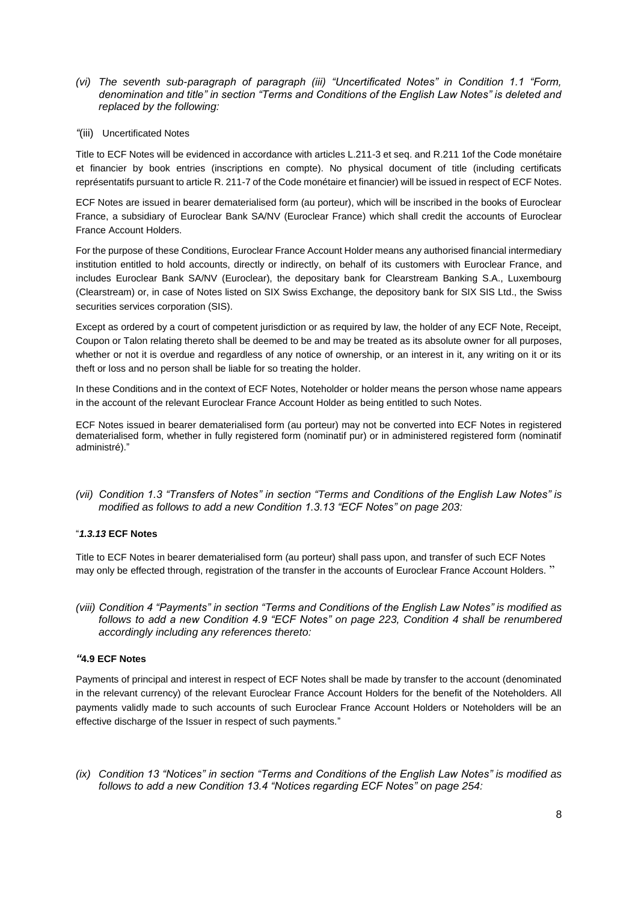*(vi) The seventh sub-paragraph of paragraph (iii) "Uncertificated Notes" in Condition 1.1 "Form, denomination and title" in section "Terms and Conditions of the English Law Notes" is deleted and replaced by the following:*

*"*(iii) Uncertificated Notes

Title to ECF Notes will be evidenced in accordance with articles L.211-3 et seq. and R.211 1of the Code monétaire et financier by book entries (inscriptions en compte). No physical document of title (including certificats représentatifs pursuant to article R. 211-7 of the Code monétaire et financier) will be issued in respect of ECF Notes.

ECF Notes are issued in bearer dematerialised form (au porteur), which will be inscribed in the books of Euroclear France, a subsidiary of Euroclear Bank SA/NV (Euroclear France) which shall credit the accounts of Euroclear France Account Holders.

For the purpose of these Conditions, Euroclear France Account Holder means any authorised financial intermediary institution entitled to hold accounts, directly or indirectly, on behalf of its customers with Euroclear France, and includes Euroclear Bank SA/NV (Euroclear), the depositary bank for Clearstream Banking S.A., Luxembourg (Clearstream) or, in case of Notes listed on SIX Swiss Exchange, the depository bank for SIX SIS Ltd., the Swiss securities services corporation (SIS).

Except as ordered by a court of competent jurisdiction or as required by law, the holder of any ECF Note, Receipt, Coupon or Talon relating thereto shall be deemed to be and may be treated as its absolute owner for all purposes, whether or not it is overdue and regardless of any notice of ownership, or an interest in it, any writing on it or its theft or loss and no person shall be liable for so treating the holder.

In these Conditions and in the context of ECF Notes, Noteholder or holder means the person whose name appears in the account of the relevant Euroclear France Account Holder as being entitled to such Notes.

ECF Notes issued in bearer dematerialised form (au porteur) may not be converted into ECF Notes in registered dematerialised form, whether in fully registered form (nominatif pur) or in administered registered form (nominatif administré)."

*(vii) Condition 1.3 "Transfers of Notes" in section "Terms and Conditions of the English Law Notes" is modified as follows to add a new Condition 1.3.13 "ECF Notes" on page 203:*

"***1.3.13*** **ECF Notes**

Title to ECF Notes in bearer dematerialised form (au porteur) shall pass upon, and transfer of such ECF Notes may only be effected through, registration of the transfer in the accounts of Euroclear France Account Holders. "

*(viii) Condition 4 "Payments" in section "Terms and Conditions of the English Law Notes" is modified as follows to add a new Condition 4.9 "ECF Notes" on page 223, Condition 4 shall be renumbered accordingly including any references thereto:*

*"***4.9 ECF Notes**

Payments of principal and interest in respect of ECF Notes shall be made by transfer to the account (denominated in the relevant currency) of the relevant Euroclear France Account Holders for the benefit of the Noteholders. All payments validly made to such accounts of such Euroclear France Account Holders or Noteholders will be an effective discharge of the Issuer in respect of such payments."

*(ix) Condition 13 "Notices" in section "Terms and Conditions of the English Law Notes" is modified as follows to add a new Condition 13.4 "Notices regarding ECF Notes" on page 254:*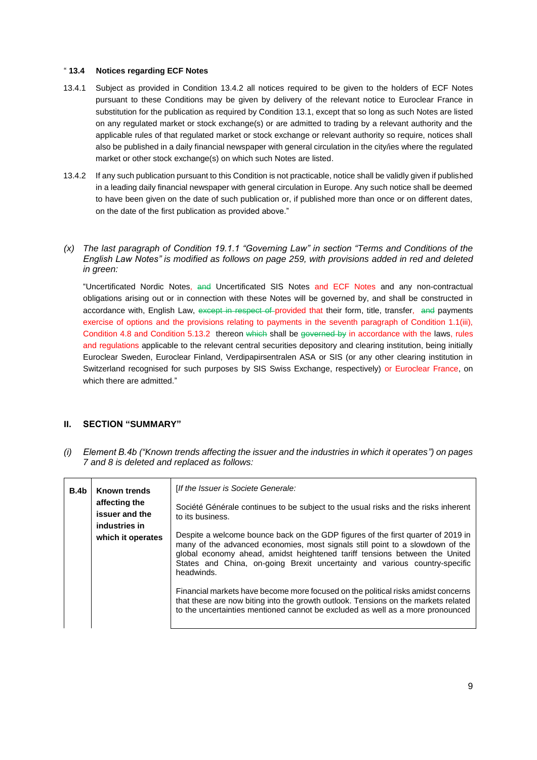" **13.4 Notices regarding ECF Notes**

13.4.1 Subject as provided in Condition 13.4.2 all notices required to be given to the holders of ECF Notes pursuant to these Conditions may be given by delivery of the relevant notice to Euroclear France in substitution for the publication as required by Condition 13.1, except that so long as such Notes are listed on any regulated market or stock exchange(s) or are admitted to trading by a relevant authority and the applicable rules of that regulated market or stock exchange or relevant authority so require, notices shall also be published in a daily financial newspaper with general circulation in the city/ies where the regulated market or other stock exchange(s) on which such Notes are listed.

13.4.2 If any such publication pursuant to this Condition is not practicable, notice shall be validly given if published in a leading daily financial newspaper with general circulation in Europe. Any such notice shall be deemed to have been given on the date of such publication or, if published more than once or on different dates, on the date of the first publication as provided above."

*(x) The last paragraph of Condition 19.1.1 "Governing Law" in section "Terms and Conditions of the English Law Notes" is modified as follows on page 259, with provisions added in red and deleted in green:*

"Uncertificated Nordic Notes, ~~and~~ Uncertificated SIS Notes and ECF Notes and any non-contractual obligations arising out or in connection with these Notes will be governed by, and shall be constructed in accordance with, English Law, ~~except in respect of~~ provided that their form, title, transfer, ~~and~~ payments exercise of options and the provisions relating to payments in the seventh paragraph of Condition 1.1(iii), Condition 4.8 and Condition 5.13.2 thereon ~~which~~ shall be ~~governed by~~ in accordance with the laws, rules and regulations applicable to the relevant central securities depository and clearing institution, being initially Euroclear Sweden, Euroclear Finland, Verdipapirsentralen ASA or SIS (or any other clearing institution in Switzerland recognised for such purposes by SIS Swiss Exchange, respectively) or Euroclear France, on which there are admitted."

## II. SECTION "SUMMARY"

*(i) Element B.4b ("Known trends affecting the issuer and the industries in which it operates") on pages 7 and 8 is deleted and replaced as follows:*

| | | |
|---|---|---|
| **B.4b** | **Known trends affecting the issuer and the industries in which it operates** | [*If the Issuer is Societe Generale:*<br><br>Société Générale continues to be subject to the usual risks and the risks inherent to its business.<br><br>Despite a welcome bounce back on the GDP figures of the first quarter of 2019 in many of the advanced economies, most signals still point to a slowdown of the global economy ahead, amidst heightened tariff tensions between the United States and China, on-going Brexit uncertainty and various country-specific headwinds.<br><br>Financial markets have become more focused on the political risks amidst concerns that these are now biting into the growth outlook. Tensions on the markets related to the uncertainties mentioned cannot be excluded as well as a more pronounced |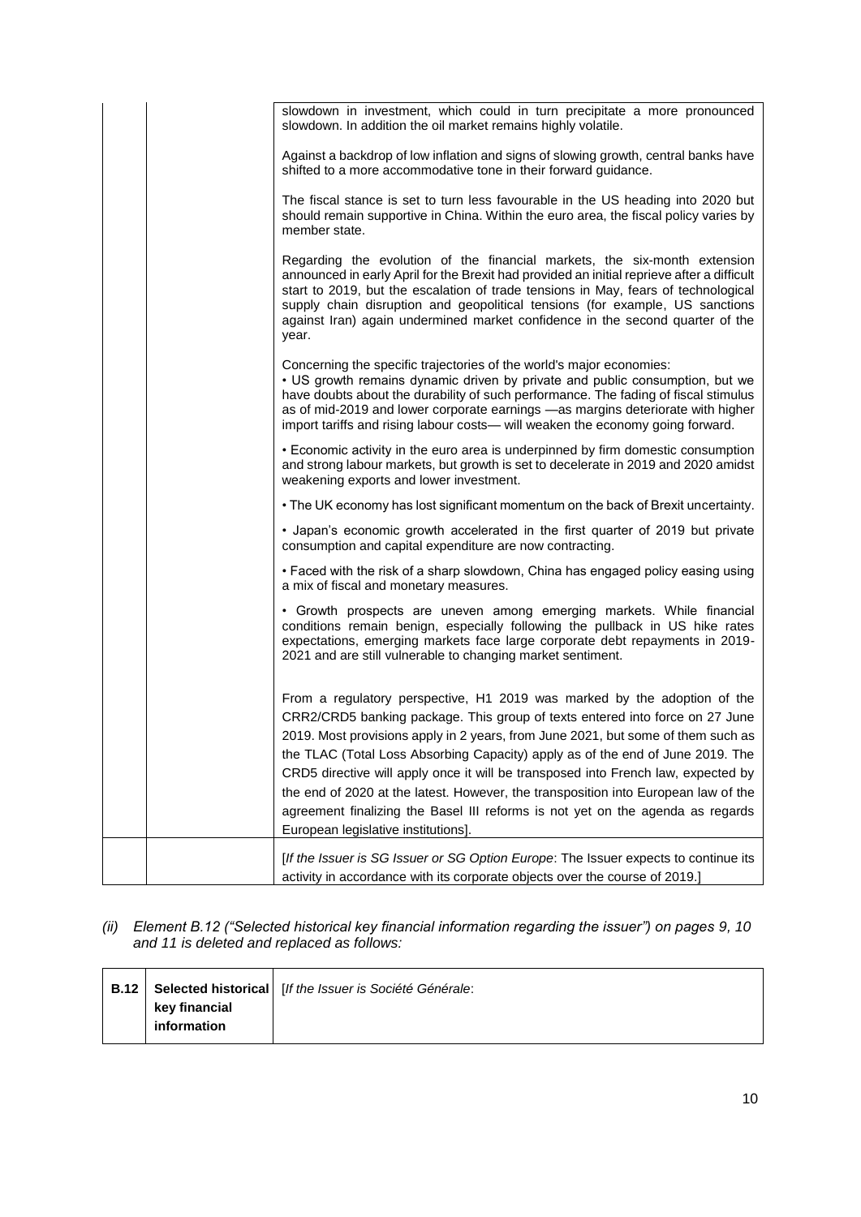| | | |
|---|---|---|
| | | slowdown in investment, which could in turn precipitate a more pronounced slowdown. In addition the oil market remains highly volatile.<br><br>Against a backdrop of low inflation and signs of slowing growth, central banks have shifted to a more accommodative tone in their forward guidance.<br><br>The fiscal stance is set to turn less favourable in the US heading into 2020 but should remain supportive in China. Within the euro area, the fiscal policy varies by member state.<br><br>Regarding the evolution of the financial markets, the six-month extension announced in early April for the Brexit had provided an initial reprieve after a difficult start to 2019, but the escalation of trade tensions in May, fears of technological supply chain disruption and geopolitical tensions (for example, US sanctions against Iran) again undermined market confidence in the second quarter of the year.<br><br>Concerning the specific trajectories of the world's major economies:<br>• US growth remains dynamic driven by private and public consumption, but we have doubts about the durability of such performance. The fading of fiscal stimulus as of mid-2019 and lower corporate earnings —as margins deteriorate with higher import tariffs and rising labour costs— will weaken the economy going forward.<br><br>• Economic activity in the euro area is underpinned by firm domestic consumption and strong labour markets, but growth is set to decelerate in 2019 and 2020 amidst weakening exports and lower investment.<br><br>• The UK economy has lost significant momentum on the back of Brexit uncertainty.<br><br>• Japan's economic growth accelerated in the first quarter of 2019 but private consumption and capital expenditure are now contracting.<br><br>• Faced with the risk of a sharp slowdown, China has engaged policy easing using a mix of fiscal and monetary measures.<br><br>• Growth prospects are uneven among emerging markets. While financial conditions remain benign, especially following the pullback in US hike rates expectations, emerging markets face large corporate debt repayments in 2019-2021 and are still vulnerable to changing market sentiment.<br><br>From a regulatory perspective, H1 2019 was marked by the adoption of the CRR2/CRD5 banking package. This group of texts entered into force on 27 June 2019. Most provisions apply in 2 years, from June 2021, but some of them such as the TLAC (Total Loss Absorbing Capacity) apply as of the end of June 2019. The CRD5 directive will apply once it will be transposed into French law, expected by the end of 2020 at the latest. However, the transposition into European law of the agreement finalizing the Basel III reforms is not yet on the agenda as regards European legislative institutions]. |
| | | [*If the Issuer is SG Issuer or SG Option Europe*: The Issuer expects to continue its activity in accordance with its corporate objects over the course of 2019.] |

*(ii) Element B.12 ("Selected historical key financial information regarding the issuer") on pages 9, 10 and 11 is deleted and replaced as follows:*

| | | |
|---|---|---|
| **B.12** | **Selected historical key financial information** | [*If the Issuer is Société Générale*: |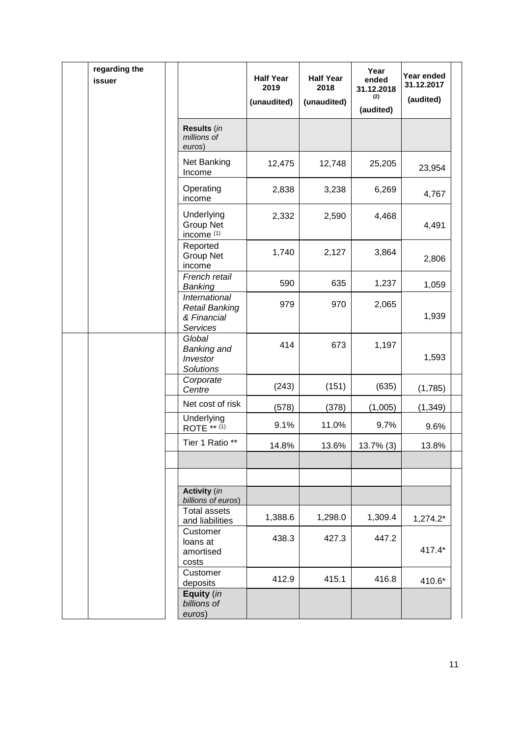| regarding the issuer | | Half Year 2019 (unaudited) | Half Year 2018 (unaudited) | Year ended 31.12.2018 (2) (audited) | Year ended 31.12.2017 (audited) |
|---|---|---|---|---|---|
| | **Results** (*in millions of euros*) | | | | |
| | Net Banking Income | 12,475 | 12,748 | 25,205 | 23,954 |
| | Operating income | 2,838 | 3,238 | 6,269 | 4,767 |
| | Underlying Group Net income (1) | 2,332 | 2,590 | 4,468 | 4,491 |
| | Reported Group Net income | 1,740 | 2,127 | 3,864 | 2,806 |
| | *French retail Banking* | 590 | 635 | 1,237 | 1,059 |
| | *International Retail Banking & Financial Services* | 979 | 970 | 2,065 | 1,939 |
| | *Global Banking and Investor Solutions* | 414 | 673 | 1,197 | 1,593 |
| | *Corporate Centre* | (243) | (151) | (635) | (1,785) |
| | Net cost of risk | (578) | (378) | (1,005) | (1,349) |
| | Underlying ROTE ** (1) | 9.1% | 11.0% | 9.7% | 9.6% |
| | Tier 1 Ratio ** | 14.8% | 13.6% | 13.7% (3) | 13.8% |
| | | | | | |
| | | | | | |
| | **Activity** (*in billions of euros*) | | | | |
| | Total assets and liabilities | 1,388.6 | 1,298.0 | 1,309.4 | 1,274.2* |
| | Customer loans at amortised costs | 438.3 | 427.3 | 447.2 | 417.4* |
| | Customer deposits | 412.9 | 415.1 | 416.8 | 410.6* |
| | **Equity** (*in billions of euros*) | | | | |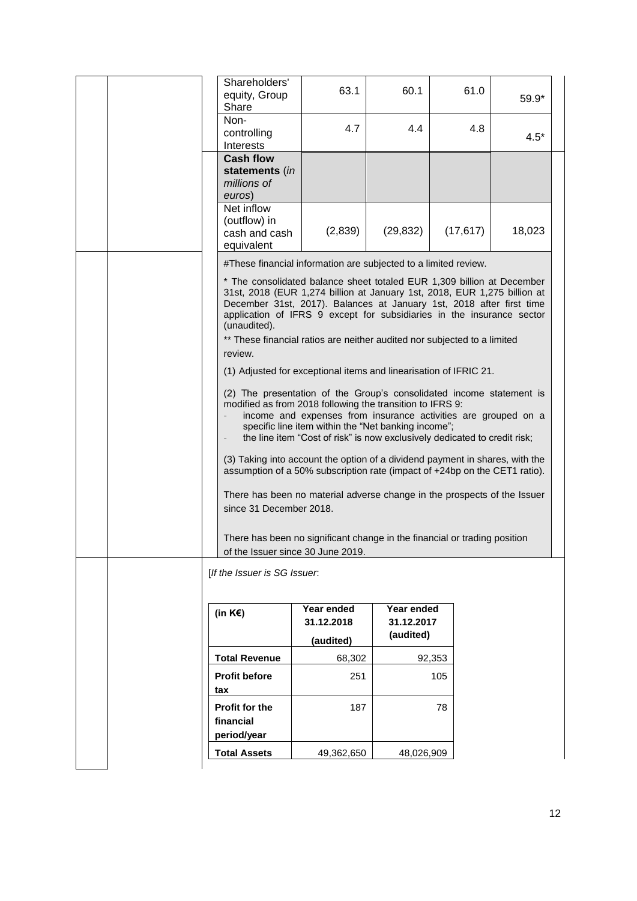| Shareholders' equity, Group Share | 63.1 | 60.1 | 61.0 | 59.9* |
|---|---|---|---|---|
| Non-controlling Interests | 4.7 | 4.4 | 4.8 | 4.5* |
| **Cash flow statements** (*in millions of euros*) | | | | |
| Net inflow (outflow) in cash and cash equivalent | (2,839) | (29,832) | (17,617) | 18,023 |

#These financial information are subjected to a limited review.

* The consolidated balance sheet totaled EUR 1,309 billion at December 31st, 2018 (EUR 1,274 billion at January 1st, 2018, EUR 1,275 billion at December 31st, 2017). Balances at January 1st, 2018 after first time application of IFRS 9 except for subsidiaries in the insurance sector (unaudited).

** These financial ratios are neither audited nor subjected to a limited review.

(1) Adjusted for exceptional items and linearisation of IFRIC 21.

(2) The presentation of the Group's consolidated income statement is modified as from 2018 following the transition to IFRS 9:
- income and expenses from insurance activities are grouped on a specific line item within the "Net banking income";
- the line item "Cost of risk" is now exclusively dedicated to credit risk;

(3) Taking into account the option of a dividend payment in shares, with the assumption of a 50% subscription rate (impact of +24bp on the CET1 ratio).

There has been no material adverse change in the prospects of the Issuer since 31 December 2018.

There has been no significant change in the financial or trading position of the Issuer since 30 June 2019.

[*If the Issuer is SG Issuer*:

| (in K€) | Year ended 31.12.2018 (audited) | Year ended 31.12.2017 (audited) |
|---|---|---|
| **Total Revenue** | 68,302 | 92,353 |
| **Profit before tax** | 251 | 105 |
| **Profit for the financial period/year** | 187 | 78 |
| **Total Assets** | 49,362,650 | 48,026,909 |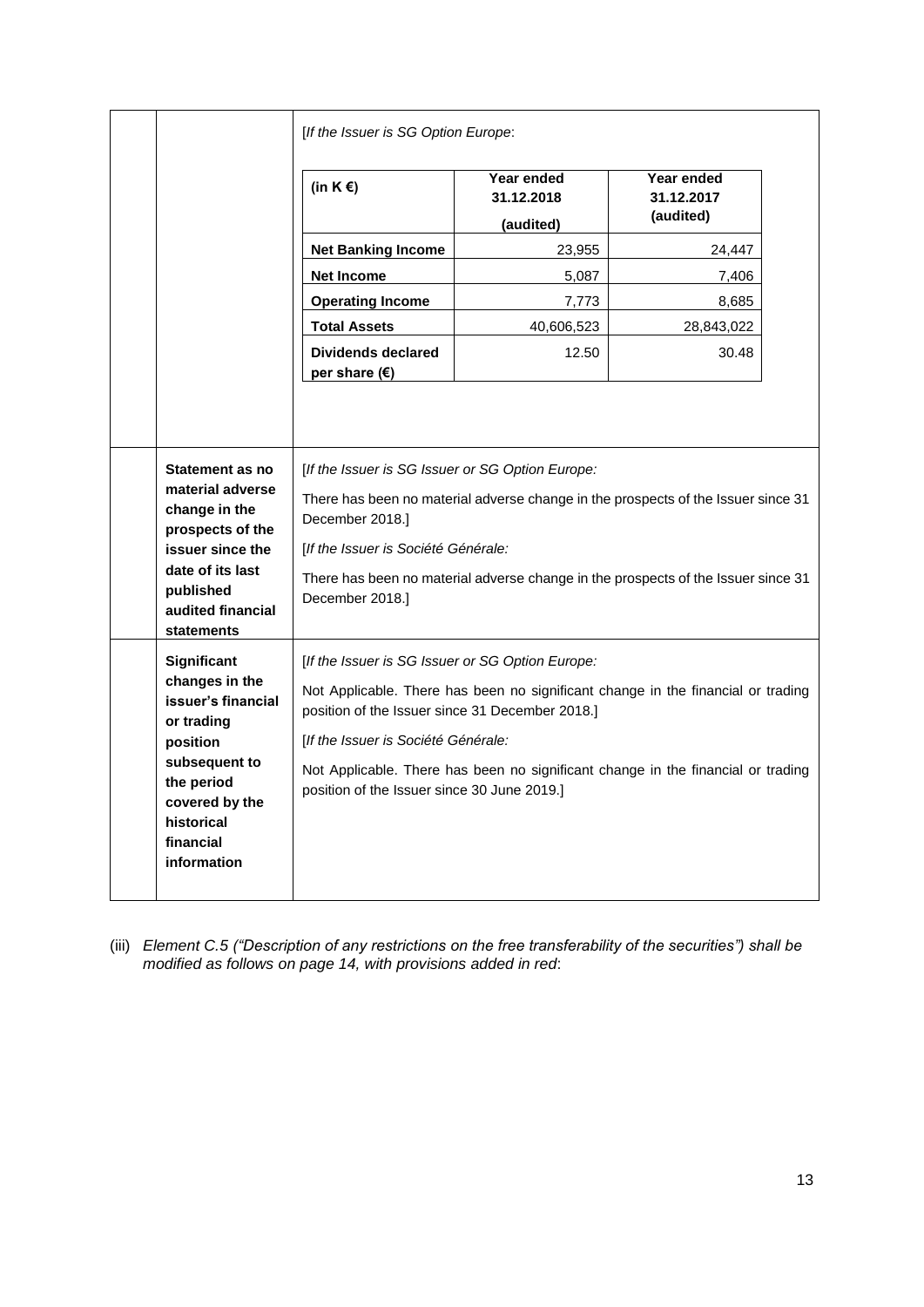| | | [*If the Issuer is SG Option Europe*: | | |
|---|---|---|---|---|
| | | **(in K €)** | **Year ended 31.12.2018 (audited)** | **Year ended 31.12.2017 (audited)** |
| | | **Net Banking Income** | 23,955 | 24,447 |
| | | **Net Income** | 5,087 | 7,406 |
| | | **Operating Income** | 7,773 | 8,685 |
| | | **Total Assets** | 40,606,523 | 28,843,022 |
| | | **Dividends declared per share (€)** | 12.50 | 30.48 |
| | **Statement as no material adverse change in the prospects of the issuer since the date of its last published audited financial statements** | [*If the Issuer is SG Issuer or SG Option Europe:* There has been no material adverse change in the prospects of the Issuer since 31 December 2018.] [*If the Issuer is Société Générale:* There has been no material adverse change in the prospects of the Issuer since 31 December 2018.] | | |
| | **Significant changes in the issuer's financial or trading position subsequent to the period covered by the historical financial information** | [*If the Issuer is SG Issuer or SG Option Europe:* Not Applicable. There has been no significant change in the financial or trading position of the Issuer since 31 December 2018.] [*If the Issuer is Société Générale:* Not Applicable. There has been no significant change in the financial or trading position of the Issuer since 30 June 2019.] | | |

(iii) *Element C.5 ("Description of any restrictions on the free transferability of the securities") shall be modified as follows on page 14, with provisions added in red*: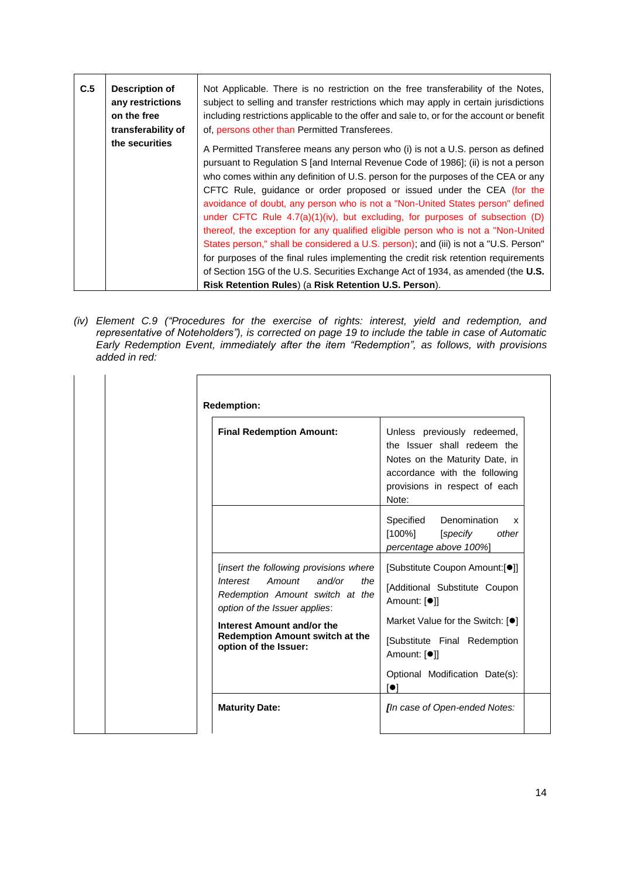| C.5 | **Description of any restrictions on the free transferability of the securities** | Not Applicable. There is no restriction on the free transferability of the Notes, subject to selling and transfer restrictions which may apply in certain jurisdictions including restrictions applicable to the offer and sale to, or for the account or benefit of, persons other than Permitted Transferees.<br><br>A Permitted Transferee means any person who (i) is not a U.S. person as defined pursuant to Regulation S [and Internal Revenue Code of 1986]; (ii) is not a person who comes within any definition of U.S. person for the purposes of the CEA or any CFTC Rule, guidance or order proposed or issued under the CEA (for the avoidance of doubt, any person who is not a "Non-United States person" defined under CFTC Rule 4.7(a)(1)(iv), but excluding, for purposes of subsection (D) thereof, the exception for any qualified eligible person who is not a "Non-United States person," shall be considered a U.S. person); and (iii) is not a "U.S. Person" for purposes of the final rules implementing the credit risk retention requirements of Section 15G of the U.S. Securities Exchange Act of 1934, as amended (the **U.S. Risk Retention Rules**) (a **Risk Retention U.S. Person**). |
|---|---|---|

*(iv) Element C.9 ("Procedures for the exercise of rights: interest, yield and redemption, and representative of Noteholders"), is corrected on page 19 to include the table in case of Automatic Early Redemption Event, immediately after the item "Redemption", as follows, with provisions added in red:*

**Redemption:**

| | |
|---|---|
| **Final Redemption Amount:** | Unless previously redeemed, the Issuer shall redeem the Notes on the Maturity Date, in accordance with the following provisions in respect of each Note: |
| | Specified Denomination x [100%] [*specify other percentage above 100%*] |
| [*insert the following provisions where Interest Amount and/or the Redemption Amount switch at the option of the Issuer applies*:<br><br>**Interest Amount and/or the Redemption Amount switch at the option of the Issuer:** | [Substitute Coupon Amount:[●]]<br><br>[Additional Substitute Coupon Amount: [●]]<br><br>Market Value for the Switch: [●]<br><br>[Substitute Final Redemption Amount: [●]]<br><br>Optional Modification Date(s): [●] |
| **Maturity Date:** | *[In case of Open-ended Notes:* |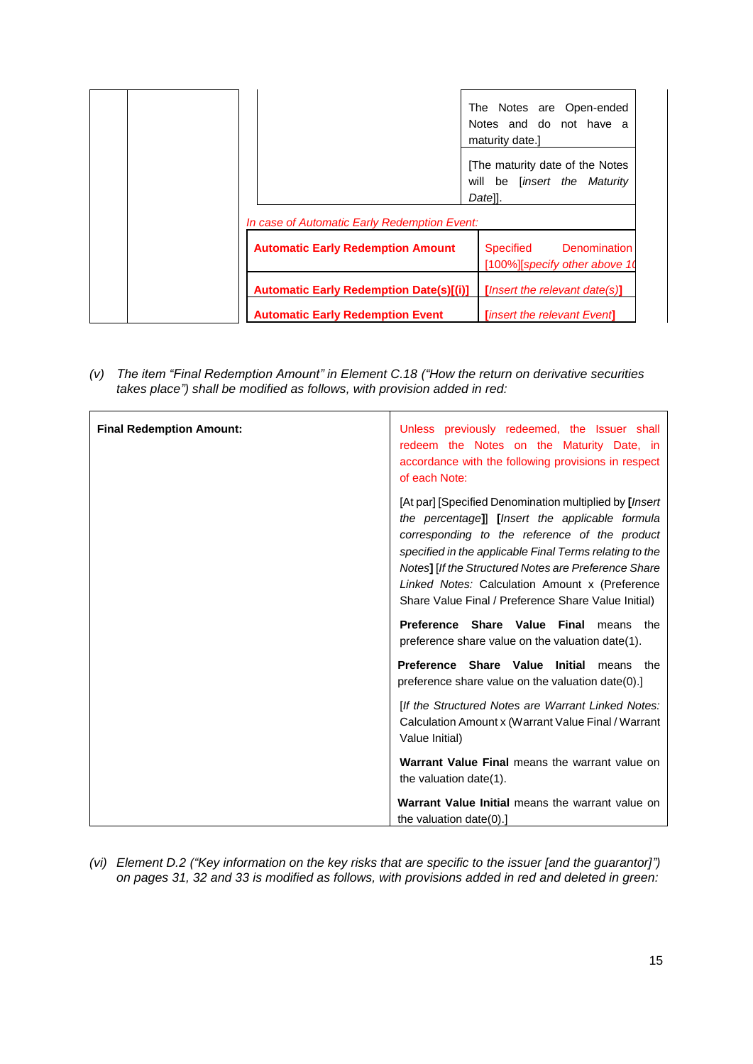| | | | |
|---|---|---|---|
| | | | The Notes are Open-ended Notes and do not have a maturity date.] |
| | | | [The maturity date of the Notes will be [*insert the Maturity Date*]]. |
| | | *In case of Automatic Early Redemption Event:* | |
| | | **Automatic Early Redemption Amount** | Specified Denomination [100%][*specify other above 10* |
| | | **Automatic Early Redemption Date(s)[(i)]** | [*Insert the relevant date(s)*] |
| | | **Automatic Early Redemption Event** | [*insert the relevant Event*] |

*(v) The item "Final Redemption Amount" in Element C.18 ("How the return on derivative securities takes place") shall be modified as follows, with provision added in red:*

| | |
|---|---|
| **Final Redemption Amount:** | Unless previously redeemed, the Issuer shall redeem the Notes on the Maturity Date, in accordance with the following provisions in respect of each Note:<br><br>[At par] [Specified Denomination multiplied by **[***Insert the percentage***]]** **[***Insert the applicable formula corresponding to the reference of the product specified in the applicable Final Terms relating to the Notes***]** [*If the Structured Notes are Preference Share Linked Notes:* Calculation Amount x (Preference Share Value Final / Preference Share Value Initial)<br><br>**Preference Share Value Final** means the preference share value on the valuation date(1).<br><br>**Preference Share Value Initial** means the preference share value on the valuation date(0).]<br><br>[*If the Structured Notes are Warrant Linked Notes:* Calculation Amount x (Warrant Value Final / Warrant Value Initial)<br><br>**Warrant Value Final** means the warrant value on the valuation date(1).<br><br>**Warrant Value Initial** means the warrant value on the valuation date(0).] |

*(vi) Element D.2 ("Key information on the key risks that are specific to the issuer [and the guarantor]") on pages 31, 32 and 33 is modified as follows, with provisions added in red and deleted in green:*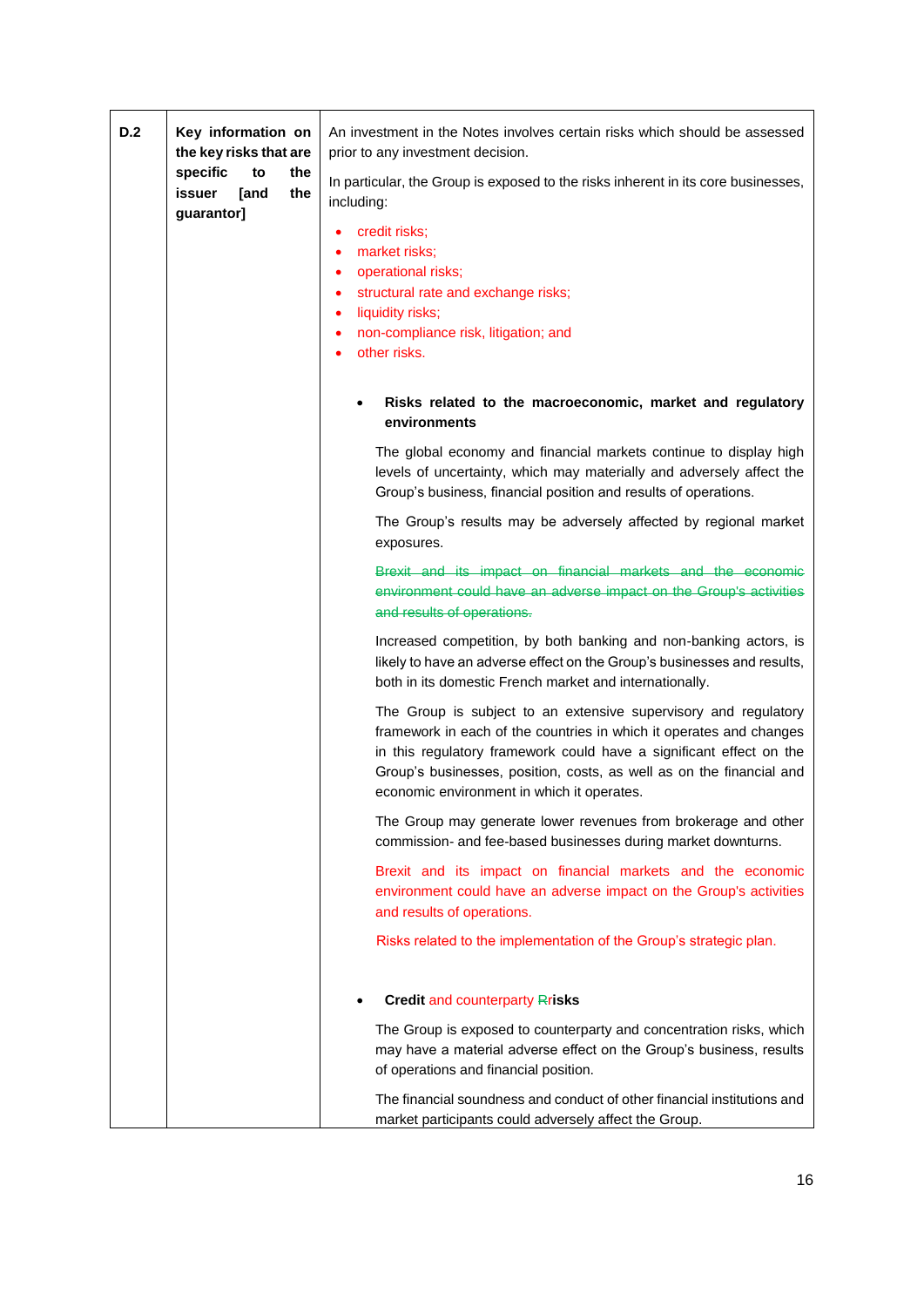| D.2 | Key information on the key risks that are specific to the issuer [and the guarantor] | An investment in the Notes involves certain risks which should be assessed prior to any investment decision.<br><br>In particular, the Group is exposed to the risks inherent in its core businesses, including:<br><br>• credit risks;<br>• market risks;<br>• operational risks;<br>• structural rate and exchange risks;<br>• liquidity risks;<br>• non-compliance risk, litigation; and<br>• other risks.<br><br>• **Risks related to the macroeconomic, market and regulatory environments**<br><br>The global economy and financial markets continue to display high levels of uncertainty, which may materially and adversely affect the Group's business, financial position and results of operations.<br><br>The Group's results may be adversely affected by regional market exposures.<br><br>~~Brexit and its impact on financial markets and the economic environment could have an adverse impact on the Group's activities and results of operations.~~<br><br>Increased competition, by both banking and non-banking actors, is likely to have an adverse effect on the Group's businesses and results, both in its domestic French market and internationally.<br><br>The Group is subject to an extensive supervisory and regulatory framework in each of the countries in which it operates and changes in this regulatory framework could have a significant effect on the Group's businesses, position, costs, as well as on the financial and economic environment in which it operates.<br><br>The Group may generate lower revenues from brokerage and other commission- and fee-based businesses during market downturns.<br><br>Brexit and its impact on financial markets and the economic environment could have an adverse impact on the Group's activities and results of operations.<br><br>Risks related to the implementation of the Group's strategic plan.<br><br>• **Credit** and counterparty ~~R~~r**isks**<br><br>The Group is exposed to counterparty and concentration risks, which may have a material adverse effect on the Group's business, results of operations and financial position.<br><br>The financial soundness and conduct of other financial institutions and market participants could adversely affect the Group. |
|---|---|---|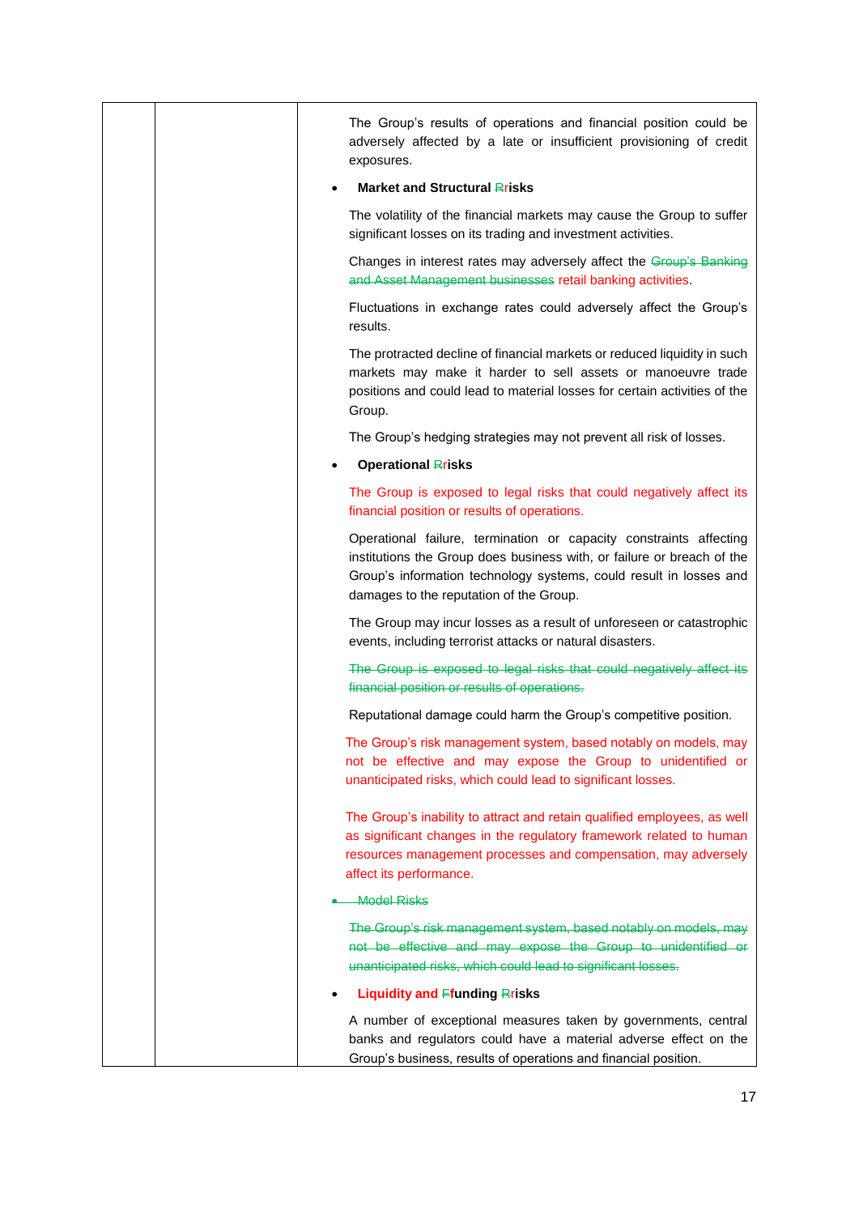| | | The Group's results of operations and financial position could be adversely affected by a late or insufficient provisioning of credit exposures.<br><br>• **Market and Structural ~~R~~risks**<br><br>The volatility of the financial markets may cause the Group to suffer significant losses on its trading and investment activities.<br><br>Changes in interest rates may adversely affect the ~~Group's Banking and Asset Management businesses~~ retail banking activities.<br><br>Fluctuations in exchange rates could adversely affect the Group's results.<br><br>The protracted decline of financial markets or reduced liquidity in such markets may make it harder to sell assets or manoeuvre trade positions and could lead to material losses for certain activities of the Group.<br><br>The Group's hedging strategies may not prevent all risk of losses.<br><br>• **Operational ~~R~~risks**<br><br>The Group is exposed to legal risks that could negatively affect its financial position or results of operations.<br><br>Operational failure, termination or capacity constraints affecting institutions the Group does business with, or failure or breach of the Group's information technology systems, could result in losses and damages to the reputation of the Group.<br><br>The Group may incur losses as a result of unforeseen or catastrophic events, including terrorist attacks or natural disasters.<br><br>~~The Group is exposed to legal risks that could negatively affect its financial position or results of operations.~~<br><br>Reputational damage could harm the Group's competitive position.<br><br>The Group's risk management system, based notably on models, may not be effective and may expose the Group to unidentified or unanticipated risks, which could lead to significant losses.<br><br>The Group's inability to attract and retain qualified employees, as well as significant changes in the regulatory framework related to human resources management processes and compensation, may adversely affect its performance.<br><br>~~• Model Risks~~<br><br>~~The Group's risk management system, based notably on models, may not be effective and may expose the Group to unidentified or unanticipated risks, which could lead to significant losses.~~<br><br>• **Liquidity and ~~F~~funding ~~R~~risks**<br><br>A number of exceptional measures taken by governments, central banks and regulators could have a material adverse effect on the Group's business, results of operations and financial position. |
|---|---|---|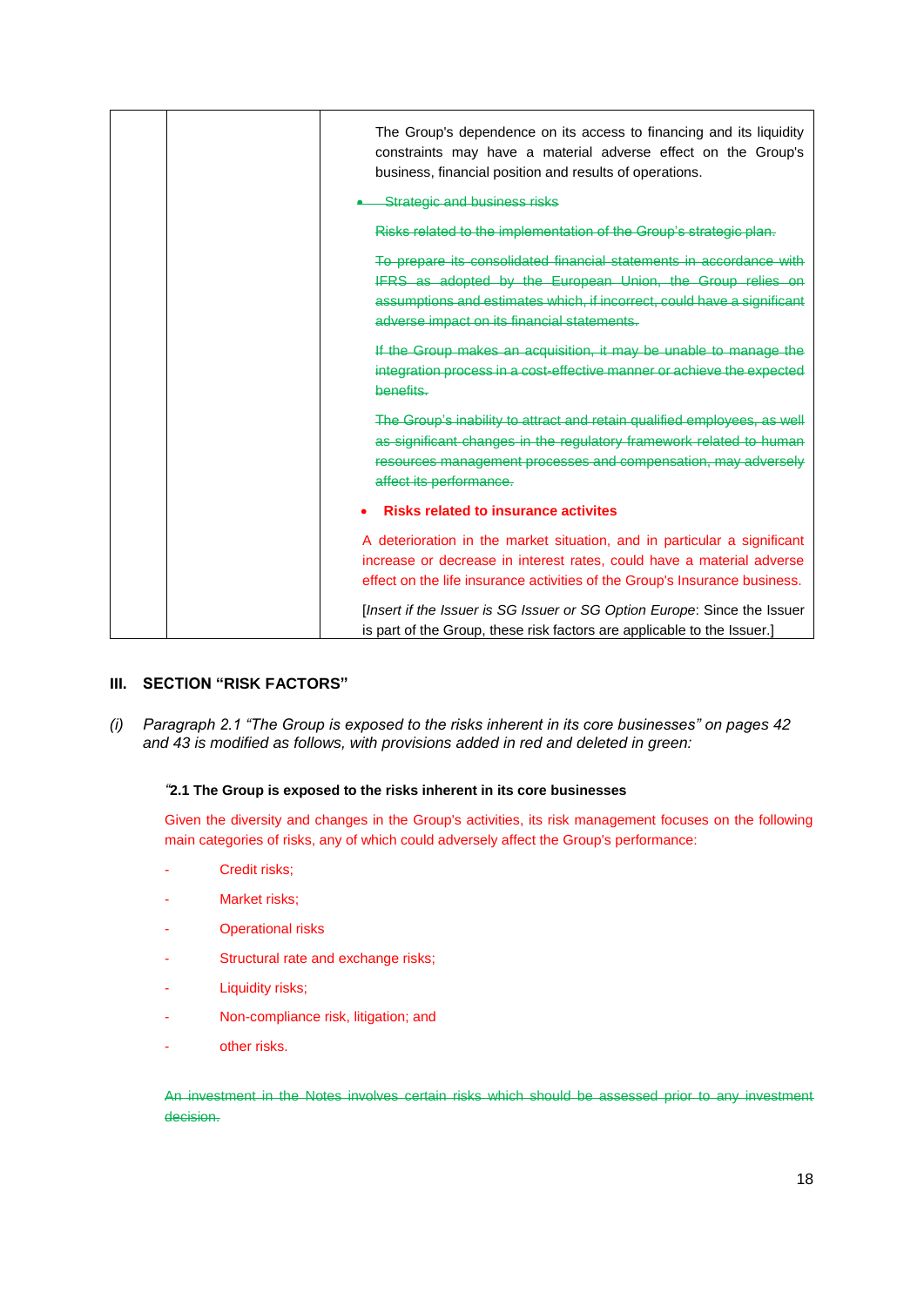| | | The Group's dependence on its access to financing and its liquidity constraints may have a material adverse effect on the Group's business, financial position and results of operations.<br><br>• ~~Strategic and business risks~~<br><br>~~Risks related to the implementation of the Group's strategic plan.~~<br><br>~~To prepare its consolidated financial statements in accordance with IFRS as adopted by the European Union, the Group relies on assumptions and estimates which, if incorrect, could have a significant adverse impact on its financial statements.~~<br><br>~~If the Group makes an acquisition, it may be unable to manage the integration process in a cost-effective manner or achieve the expected benefits.~~<br><br>~~The Group's inability to attract and retain qualified employees, as well as significant changes in the regulatory framework related to human resources management processes and compensation, may adversely affect its performance.~~<br><br>• **Risks related to insurance activites**<br><br>A deterioration in the market situation, and in particular a significant increase or decrease in interest rates, could have a material adverse effect on the life insurance activities of the Group's Insurance business.<br><br>[*Insert if the Issuer is SG Issuer or SG Option Europe*: Since the Issuer is part of the Group, these risk factors are applicable to the Issuer.] |
|---|---|---|

## III. SECTION "RISK FACTORS"

*(i)* *Paragraph 2.1 "The Group is exposed to the risks inherent in its core businesses" on pages 42 and 43 is modified as follows, with provisions added in red and deleted in green:*

"**2.1 The Group is exposed to the risks inherent in its core businesses**

Given the diversity and changes in the Group's activities, its risk management focuses on the following main categories of risks, any of which could adversely affect the Group's performance:

- Credit risks;
- Market risks;
- Operational risks
- Structural rate and exchange risks;
- Liquidity risks;
- Non-compliance risk, litigation; and
- other risks.

~~An investment in the Notes involves certain risks which should be assessed prior to any investment decision.~~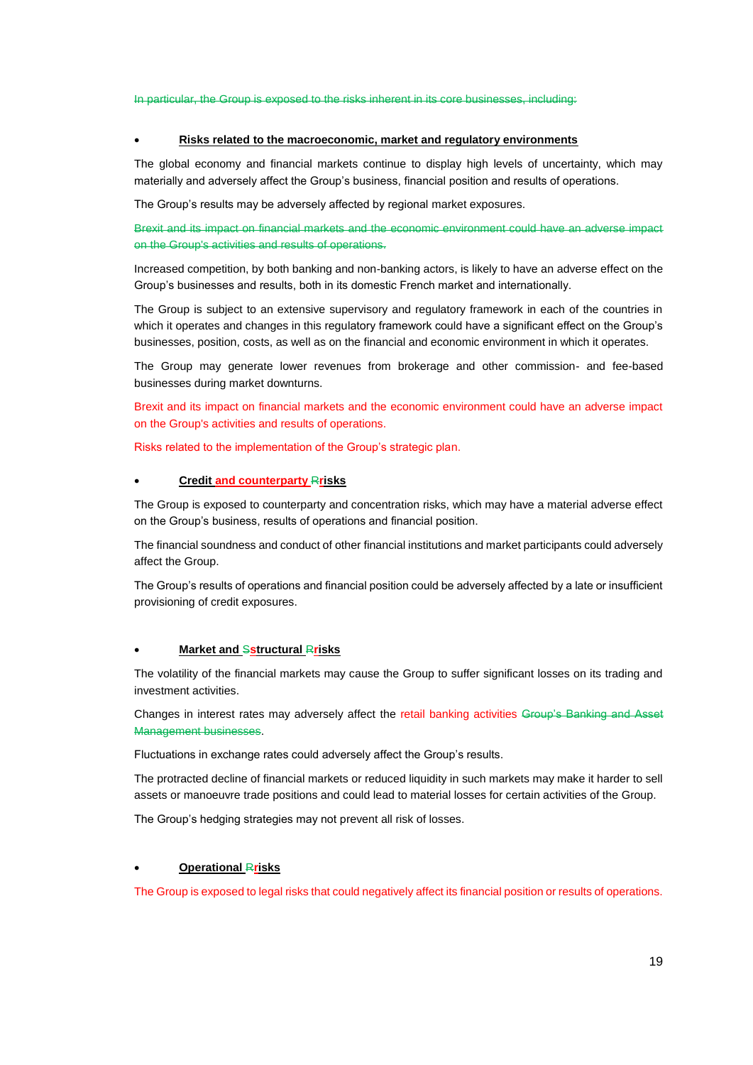~~In particular, the Group is exposed to the risks inherent in its core businesses, including:~~

- **Risks related to the macroeconomic, market and regulatory environments**

The global economy and financial markets continue to display high levels of uncertainty, which may materially and adversely affect the Group's business, financial position and results of operations.

The Group's results may be adversely affected by regional market exposures.

~~Brexit and its impact on financial markets and the economic environment could have an adverse impact on the Group's activities and results of operations.~~

Increased competition, by both banking and non-banking actors, is likely to have an adverse effect on the Group's businesses and results, both in its domestic French market and internationally.

The Group is subject to an extensive supervisory and regulatory framework in each of the countries in which it operates and changes in this regulatory framework could have a significant effect on the Group's businesses, position, costs, as well as on the financial and economic environment in which it operates.

The Group may generate lower revenues from brokerage and other commission- and fee-based businesses during market downturns.

Brexit and its impact on financial markets and the economic environment could have an adverse impact on the Group's activities and results of operations.

Risks related to the implementation of the Group's strategic plan.

- **Credit and counterparty ~~R~~risks**

The Group is exposed to counterparty and concentration risks, which may have a material adverse effect on the Group's business, results of operations and financial position.

The financial soundness and conduct of other financial institutions and market participants could adversely affect the Group.

The Group's results of operations and financial position could be adversely affected by a late or insufficient provisioning of credit exposures.

- **Market and ~~S~~structural ~~R~~risks**

The volatility of the financial markets may cause the Group to suffer significant losses on its trading and investment activities.

Changes in interest rates may adversely affect the retail banking activities ~~Group's Banking and Asset Management businesses~~.

Fluctuations in exchange rates could adversely affect the Group's results.

The protracted decline of financial markets or reduced liquidity in such markets may make it harder to sell assets or manoeuvre trade positions and could lead to material losses for certain activities of the Group.

The Group's hedging strategies may not prevent all risk of losses.

- **Operational ~~R~~risks**

The Group is exposed to legal risks that could negatively affect its financial position or results of operations.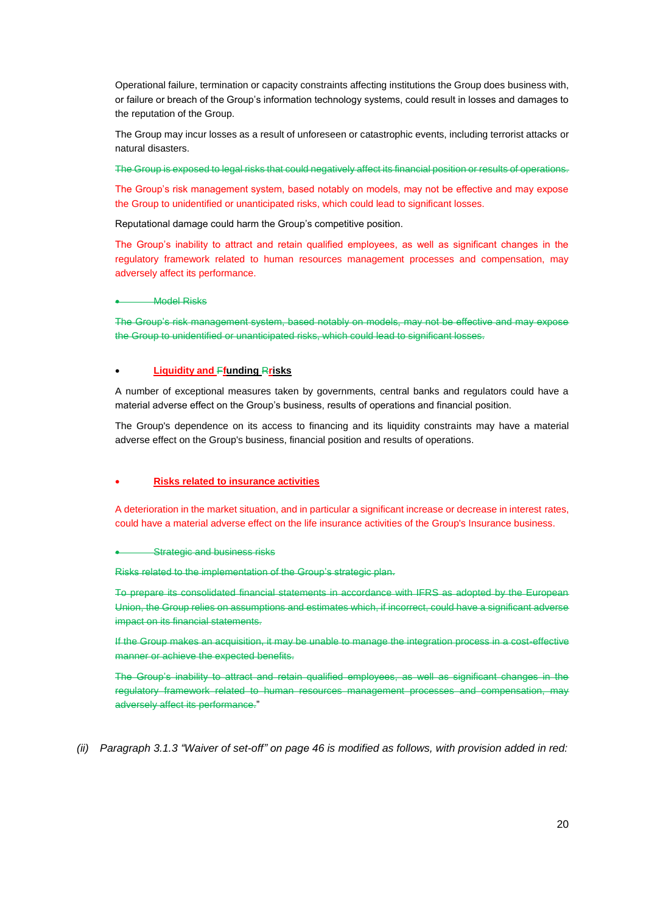Operational failure, termination or capacity constraints affecting institutions the Group does business with, or failure or breach of the Group's information technology systems, could result in losses and damages to the reputation of the Group.

The Group may incur losses as a result of unforeseen or catastrophic events, including terrorist attacks or natural disasters.

~~The Group is exposed to legal risks that could negatively affect its financial position or results of operations.~~

The Group's risk management system, based notably on models, may not be effective and may expose the Group to unidentified or unanticipated risks, which could lead to significant losses.

Reputational damage could harm the Group's competitive position.

The Group's inability to attract and retain qualified employees, as well as significant changes in the regulatory framework related to human resources management processes and compensation, may adversely affect its performance.

- ~~Model Risks~~

~~The Group's risk management system, based notably on models, may not be effective and may expose the Group to unidentified or unanticipated risks, which could lead to significant losses.~~

- **Liquidity and ~~F~~funding ~~R~~risks**

A number of exceptional measures taken by governments, central banks and regulators could have a material adverse effect on the Group's business, results of operations and financial position.

The Group's dependence on its access to financing and its liquidity constraints may have a material adverse effect on the Group's business, financial position and results of operations.

- **Risks related to insurance activities**

A deterioration in the market situation, and in particular a significant increase or decrease in interest rates, could have a material adverse effect on the life insurance activities of the Group's Insurance business.

- ~~Strategic and business risks~~

~~Risks related to the implementation of the Group's strategic plan.~~

~~To prepare its consolidated financial statements in accordance with IFRS as adopted by the European Union, the Group relies on assumptions and estimates which, if incorrect, could have a significant adverse impact on its financial statements.~~

~~If the Group makes an acquisition, it may be unable to manage the integration process in a cost-effective manner or achieve the expected benefits.~~

~~The Group's inability to attract and retain qualified employees, as well as significant changes in the regulatory framework related to human resources management processes and compensation, may adversely affect its performance.~~"

*(ii) Paragraph 3.1.3 "Waiver of set-off" on page 46 is modified as follows, with provision added in red:*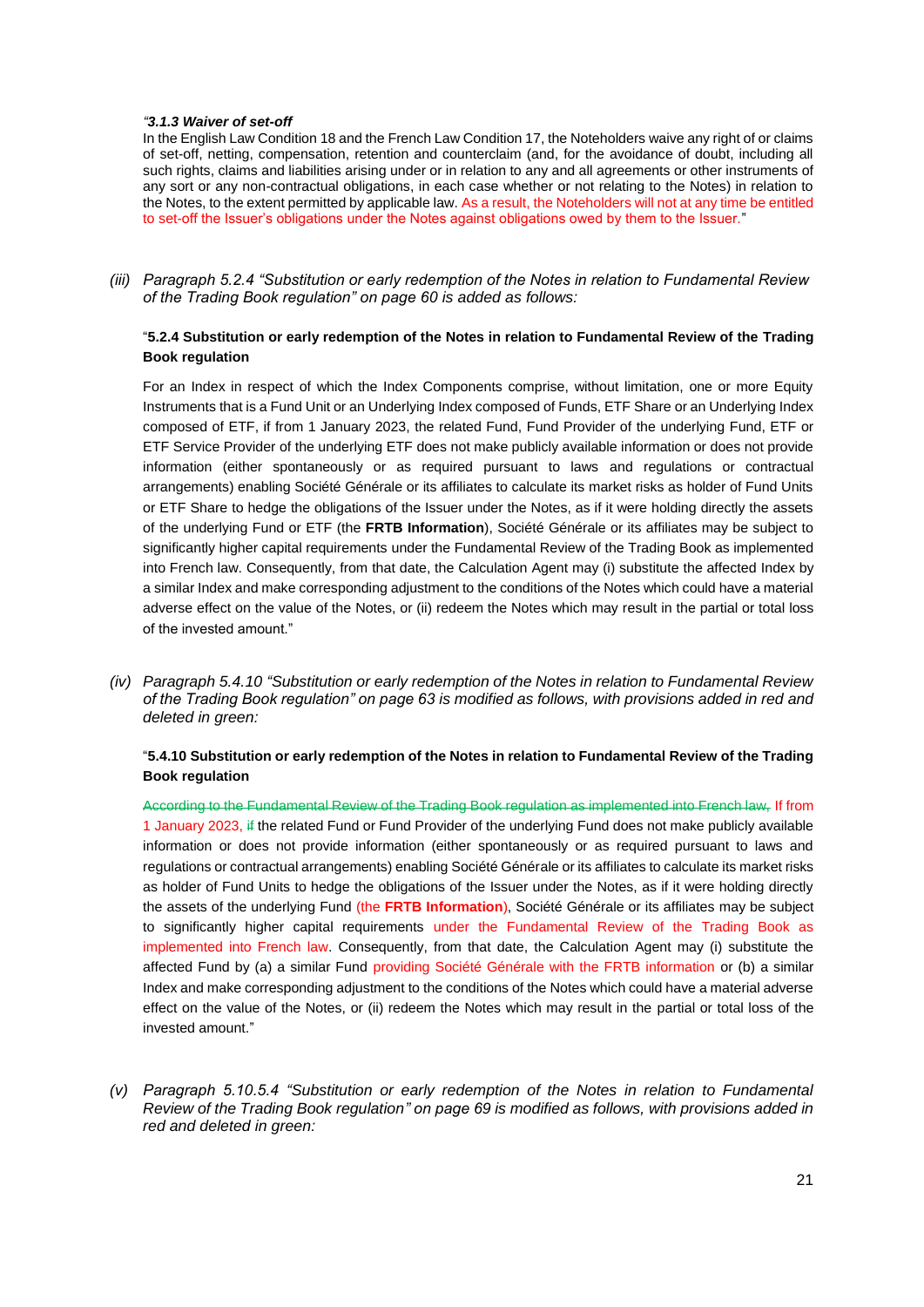*"**3.1.3 Waiver of set-off***

In the English Law Condition 18 and the French Law Condition 17, the Noteholders waive any right of or claims of set-off, netting, compensation, retention and counterclaim (and, for the avoidance of doubt, including all such rights, claims and liabilities arising under or in relation to any and all agreements or other instruments of any sort or any non-contractual obligations, in each case whether or not relating to the Notes) in relation to the Notes, to the extent permitted by applicable law. As a result, the Noteholders will not at any time be entitled to set-off the Issuer's obligations under the Notes against obligations owed by them to the Issuer."

*(iii) Paragraph 5.2.4 "Substitution or early redemption of the Notes in relation to Fundamental Review of the Trading Book regulation" on page 60 is added as follows:*

"**5.2.4 Substitution or early redemption of the Notes in relation to Fundamental Review of the Trading Book regulation**

For an Index in respect of which the Index Components comprise, without limitation, one or more Equity Instruments that is a Fund Unit or an Underlying Index composed of Funds, ETF Share or an Underlying Index composed of ETF, if from 1 January 2023, the related Fund, Fund Provider of the underlying Fund, ETF or ETF Service Provider of the underlying ETF does not make publicly available information or does not provide information (either spontaneously or as required pursuant to laws and regulations or contractual arrangements) enabling Société Générale or its affiliates to calculate its market risks as holder of Fund Units or ETF Share to hedge the obligations of the Issuer under the Notes, as if it were holding directly the assets of the underlying Fund or ETF (the **FRTB Information**), Société Générale or its affiliates may be subject to significantly higher capital requirements under the Fundamental Review of the Trading Book as implemented into French law. Consequently, from that date, the Calculation Agent may (i) substitute the affected Index by a similar Index and make corresponding adjustment to the conditions of the Notes which could have a material adverse effect on the value of the Notes, or (ii) redeem the Notes which may result in the partial or total loss of the invested amount."

*(iv) Paragraph 5.4.10 "Substitution or early redemption of the Notes in relation to Fundamental Review of the Trading Book regulation" on page 63 is modified as follows, with provisions added in red and deleted in green:*

"**5.4.10 Substitution or early redemption of the Notes in relation to Fundamental Review of the Trading Book regulation**

~~According to the Fundamental Review of the Trading Book regulation as implemented into French law,~~ If from 1 January 2023, ~~if~~ the related Fund or Fund Provider of the underlying Fund does not make publicly available information or does not provide information (either spontaneously or as required pursuant to laws and regulations or contractual arrangements) enabling Société Générale or its affiliates to calculate its market risks as holder of Fund Units to hedge the obligations of the Issuer under the Notes, as if it were holding directly the assets of the underlying Fund (the **FRTB Information**), Société Générale or its affiliates may be subject to significantly higher capital requirements under the Fundamental Review of the Trading Book as implemented into French law. Consequently, from that date, the Calculation Agent may (i) substitute the affected Fund by (a) a similar Fund providing Société Générale with the FRTB information or (b) a similar Index and make corresponding adjustment to the conditions of the Notes which could have a material adverse effect on the value of the Notes, or (ii) redeem the Notes which may result in the partial or total loss of the invested amount."

*(v) Paragraph 5.10.5.4 "Substitution or early redemption of the Notes in relation to Fundamental Review of the Trading Book regulation" on page 69 is modified as follows, with provisions added in red and deleted in green:*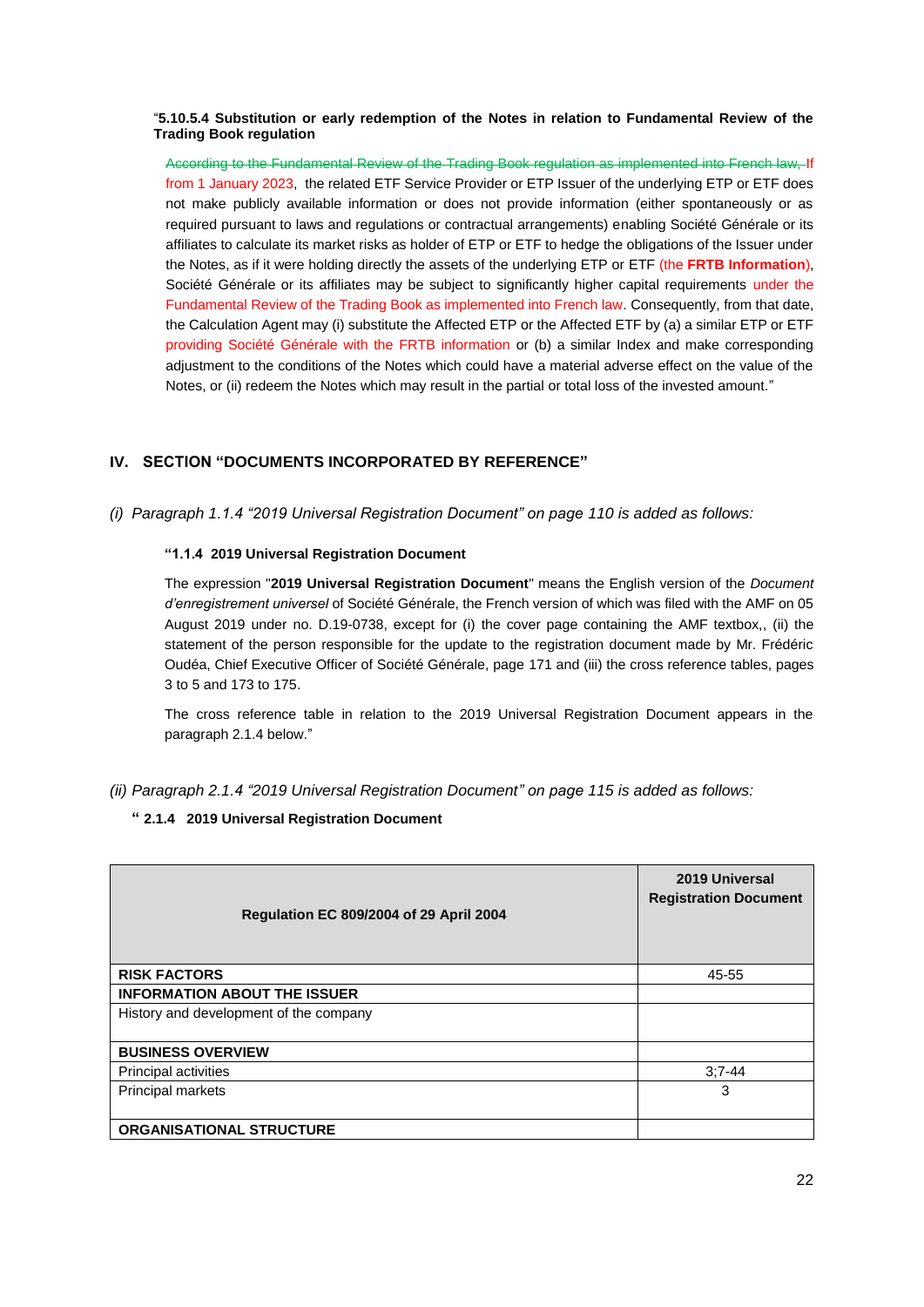"**5.10.5.4 Substitution or early redemption of the Notes in relation to Fundamental Review of the Trading Book regulation**

~~According to the Fundamental Review of the Trading Book regulation as implemented into French law, If~~ from 1 January 2023, the related ETF Service Provider or ETP Issuer of the underlying ETP or ETF does not make publicly available information or does not provide information (either spontaneously or as required pursuant to laws and regulations or contractual arrangements) enabling Société Générale or its affiliates to calculate its market risks as holder of ETP or ETF to hedge the obligations of the Issuer under the Notes, as if it were holding directly the assets of the underlying ETP or ETF (the **FRTB Information**), Société Générale or its affiliates may be subject to significantly higher capital requirements under the Fundamental Review of the Trading Book as implemented into French law. Consequently, from that date, the Calculation Agent may (i) substitute the Affected ETP or the Affected ETF by (a) a similar ETP or ETF providing Société Générale with the FRTB information or (b) a similar Index and make corresponding adjustment to the conditions of the Notes which could have a material adverse effect on the value of the Notes, or (ii) redeem the Notes which may result in the partial or total loss of the invested amount."

## IV. SECTION "DOCUMENTS INCORPORATED BY REFERENCE"

*(i) Paragraph 1.1.4 "2019 Universal Registration Document" on page 110 is added as follows:*

**"1.1.4 2019 Universal Registration Document**

The expression "**2019 Universal Registration Document**" means the English version of the *Document d'enregistrement universel* of Société Générale, the French version of which was filed with the AMF on 05 August 2019 under no. D.19-0738, except for (i) the cover page containing the AMF textbox,, (ii) the statement of the person responsible for the update to the registration document made by Mr. Frédéric Oudéa, Chief Executive Officer of Société Générale, page 171 and (iii) the cross reference tables, pages 3 to 5 and 173 to 175.

The cross reference table in relation to the 2019 Universal Registration Document appears in the paragraph 2.1.4 below."

*(ii) Paragraph 2.1.4 "2019 Universal Registration Document" on page 115 is added as follows:*

**" 2.1.4 2019 Universal Registration Document**

| Regulation EC 809/2004 of 29 April 2004 | 2019 Universal Registration Document |
|---|---|
| **RISK FACTORS** | 45-55 |
| **INFORMATION ABOUT THE ISSUER** | |
| History and development of the company | |
| **BUSINESS OVERVIEW** | |
| Principal activities | 3;7-44 |
| Principal markets | 3 |
| **ORGANISATIONAL STRUCTURE** | |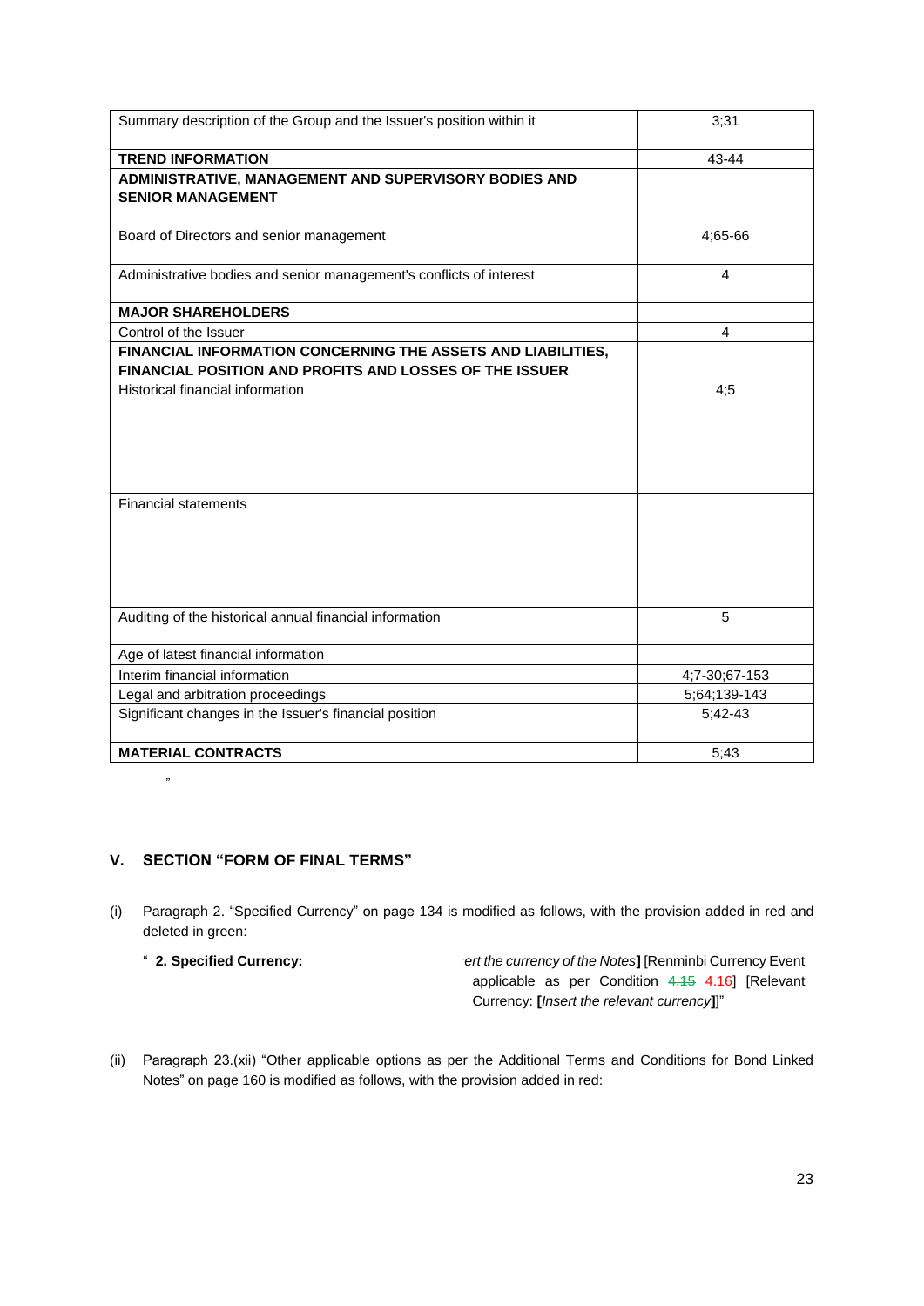| | |
|---|---|
| Summary description of the Group and the Issuer's position within it | 3;31 |
| **TREND INFORMATION** | 43-44 |
| **ADMINISTRATIVE, MANAGEMENT AND SUPERVISORY BODIES AND SENIOR MANAGEMENT** | |
| Board of Directors and senior management | 4;65-66 |
| Administrative bodies and senior management's conflicts of interest | 4 |
| **MAJOR SHAREHOLDERS** | |
| Control of the Issuer | 4 |
| **FINANCIAL INFORMATION CONCERNING THE ASSETS AND LIABILITIES, FINANCIAL POSITION AND PROFITS AND LOSSES OF THE ISSUER** | |
| Historical financial information | 4;5 |
| Financial statements | |
| Auditing of the historical annual financial information | 5 |
| Age of latest financial information | |
| Interim financial information | 4;7-30;67-153 |
| Legal and arbitration proceedings | 5;64;139-143 |
| Significant changes in the Issuer's financial position | 5;42-43 |
| **MATERIAL CONTRACTS** | 5;43 |

"

## V. SECTION "FORM OF FINAL TERMS"

(i) Paragraph 2. "Specified Currency" on page 134 is modified as follows, with the provision added in red and deleted in green:

" **2. Specified Currency:** *ert the currency of the Notes*] [Renminbi Currency Event applicable as per Condition ~~4.15~~ 4.16] [Relevant Currency: [*Insert the relevant currency*]]"

(ii) Paragraph 23.(xii) "Other applicable options as per the Additional Terms and Conditions for Bond Linked Notes" on page 160 is modified as follows, with the provision added in red: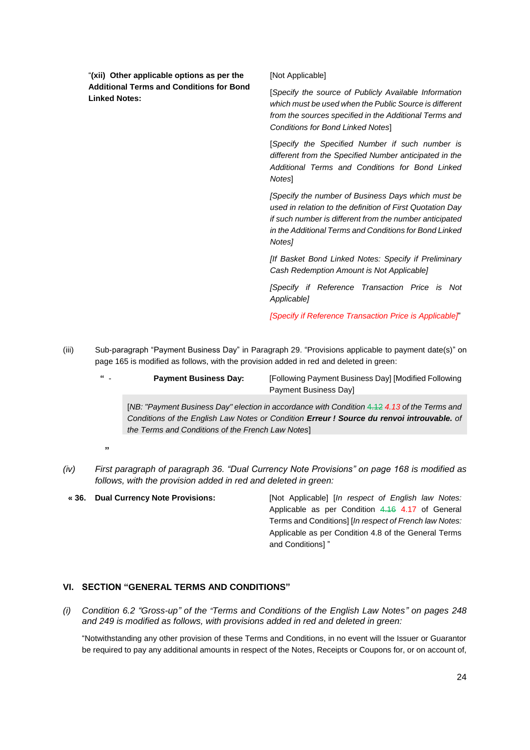| "**(xii) Other applicable options as per the Additional Terms and Conditions for Bond Linked Notes:** | [Not Applicable] |
|---|---|
| | [*Specify the source of Publicly Available Information which must be used when the Public Source is different from the sources specified in the Additional Terms and Conditions for Bond Linked Notes*] |
| | [*Specify the Specified Number if such number is different from the Specified Number anticipated in the Additional Terms and Conditions for Bond Linked Notes*] |
| | *[Specify the number of Business Days which must be used in relation to the definition of First Quotation Day if such number is different from the number anticipated in the Additional Terms and Conditions for Bond Linked Notes]* |
| | *[If Basket Bond Linked Notes: Specify if Preliminary Cash Redemption Amount is Not Applicable]* |
| | *[Specify if Reference Transaction Price is Not Applicable]* |
| | *[Specify if Reference Transaction Price is Applicable]*" |

(iii) Sub-paragraph "Payment Business Day" in Paragraph 29. "Provisions applicable to payment date(s)" on page 165 is modified as follows, with the provision added in red and deleted in green:

| " - | **Payment Business Day:** | [Following Payment Business Day] [Modified Following Payment Business Day] |
|---|---|---|

[*NB: "Payment Business Day" election in accordance with Condition ~~4.12~~ 4.13 of the Terms and Conditions of the English Law Notes or Condition* ***Erreur ! Source du renvoi introuvable.*** *of the Terms and Conditions of the French Law Notes*]

"

*(iv) First paragraph of paragraph 36. "Dual Currency Note Provisions" on page 168 is modified as follows, with the provision added in red and deleted in green:*

| « 36. | **Dual Currency Note Provisions:** | [Not Applicable] [*In respect of English law Notes:* Applicable as per Condition ~~4.16~~ 4.17 of General Terms and Conditions] [*In respect of French law Notes:* Applicable as per Condition 4.8 of the General Terms and Conditions] " |
|---|---|---|

## VI. SECTION "GENERAL TERMS AND CONDITIONS"

*(i) Condition 6.2 "Gross-up" of the "Terms and Conditions of the English Law Notes" on pages 248 and 249 is modified as follows, with provisions added in red and deleted in green:*

"Notwithstanding any other provision of these Terms and Conditions, in no event will the Issuer or Guarantor be required to pay any additional amounts in respect of the Notes, Receipts or Coupons for, or on account of,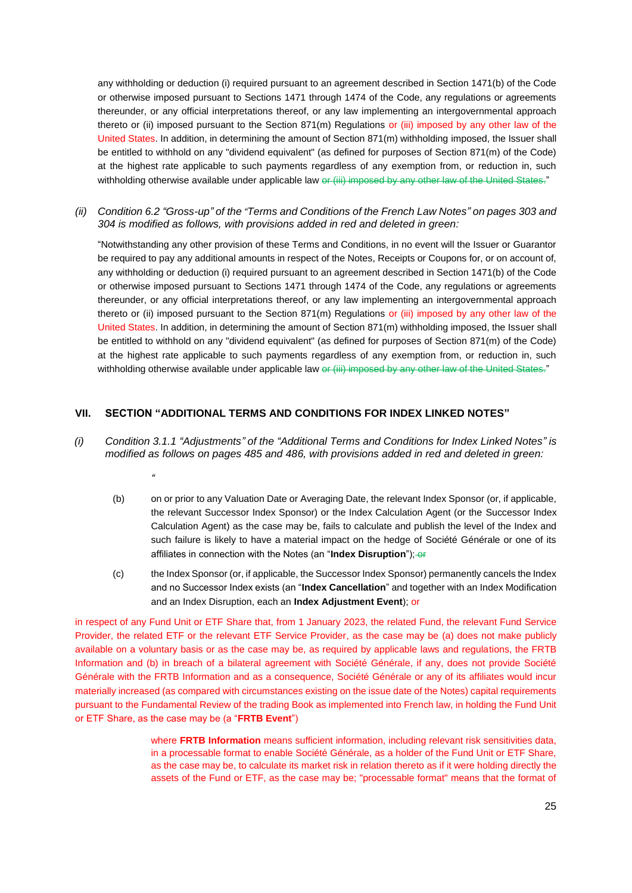any withholding or deduction (i) required pursuant to an agreement described in Section 1471(b) of the Code or otherwise imposed pursuant to Sections 1471 through 1474 of the Code, any regulations or agreements thereunder, or any official interpretations thereof, or any law implementing an intergovernmental approach thereto or (ii) imposed pursuant to the Section 871(m) Regulations or (iii) imposed by any other law of the United States. In addition, in determining the amount of Section 871(m) withholding imposed, the Issuer shall be entitled to withhold on any "dividend equivalent" (as defined for purposes of Section 871(m) of the Code) at the highest rate applicable to such payments regardless of any exemption from, or reduction in, such withholding otherwise available under applicable law ~~or (iii) imposed by any other law of the United States.~~"

*(ii)* *Condition 6.2 "Gross-up" of the "Terms and Conditions of the French Law Notes" on pages 303 and 304 is modified as follows, with provisions added in red and deleted in green:*

"Notwithstanding any other provision of these Terms and Conditions, in no event will the Issuer or Guarantor be required to pay any additional amounts in respect of the Notes, Receipts or Coupons for, or on account of, any withholding or deduction (i) required pursuant to an agreement described in Section 1471(b) of the Code or otherwise imposed pursuant to Sections 1471 through 1474 of the Code, any regulations or agreements thereunder, or any official interpretations thereof, or any law implementing an intergovernmental approach thereto or (ii) imposed pursuant to the Section 871(m) Regulations or (iii) imposed by any other law of the United States. In addition, in determining the amount of Section 871(m) withholding imposed, the Issuer shall be entitled to withhold on any "dividend equivalent" (as defined for purposes of Section 871(m) of the Code) at the highest rate applicable to such payments regardless of any exemption from, or reduction in, such withholding otherwise available under applicable law ~~or (iii) imposed by any other law of the United States.~~"

## VII. SECTION "ADDITIONAL TERMS AND CONDITIONS FOR INDEX LINKED NOTES"

*(i)* *Condition 3.1.1 "Adjustments" of the "Additional Terms and Conditions for Index Linked Notes" is modified as follows on pages 485 and 486, with provisions added in red and deleted in green:*

"

(b) on or prior to any Valuation Date or Averaging Date, the relevant Index Sponsor (or, if applicable, the relevant Successor Index Sponsor) or the Index Calculation Agent (or the Successor Index Calculation Agent) as the case may be, fails to calculate and publish the level of the Index and such failure is likely to have a material impact on the hedge of Société Générale or one of its affiliates in connection with the Notes (an "**Index Disruption**"); ~~or~~

(c) the Index Sponsor (or, if applicable, the Successor Index Sponsor) permanently cancels the Index and no Successor Index exists (an "**Index Cancellation**" and together with an Index Modification and an Index Disruption, each an **Index Adjustment Event**); or

in respect of any Fund Unit or ETF Share that, from 1 January 2023, the related Fund, the relevant Fund Service Provider, the related ETF or the relevant ETF Service Provider, as the case may be (a) does not make publicly available on a voluntary basis or as the case may be, as required by applicable laws and regulations, the FRTB Information and (b) in breach of a bilateral agreement with Société Générale, if any, does not provide Société Générale with the FRTB Information and as a consequence, Société Générale or any of its affiliates would incur materially increased (as compared with circumstances existing on the issue date of the Notes) capital requirements pursuant to the Fundamental Review of the trading Book as implemented into French law, in holding the Fund Unit or ETF Share, as the case may be (a "**FRTB Event**")

where **FRTB Information** means sufficient information, including relevant risk sensitivities data, in a processable format to enable Société Générale, as a holder of the Fund Unit or ETF Share, as the case may be, to calculate its market risk in relation thereto as if it were holding directly the assets of the Fund or ETF, as the case may be; "processable format" means that the format of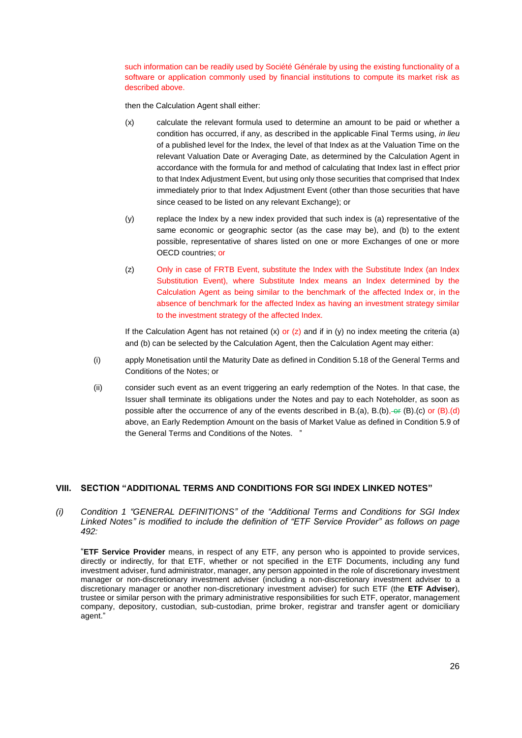such information can be readily used by Société Générale by using the existing functionality of a software or application commonly used by financial institutions to compute its market risk as described above.

then the Calculation Agent shall either:

(x) calculate the relevant formula used to determine an amount to be paid or whether a condition has occurred, if any, as described in the applicable Final Terms using, *in lieu* of a published level for the Index, the level of that Index as at the Valuation Time on the relevant Valuation Date or Averaging Date, as determined by the Calculation Agent in accordance with the formula for and method of calculating that Index last in effect prior to that Index Adjustment Event, but using only those securities that comprised that Index immediately prior to that Index Adjustment Event (other than those securities that have since ceased to be listed on any relevant Exchange); or

(y) replace the Index by a new index provided that such index is (a) representative of the same economic or geographic sector (as the case may be), and (b) to the extent possible, representative of shares listed on one or more Exchanges of one or more OECD countries; or

(z) Only in case of FRTB Event, substitute the Index with the Substitute Index (an Index Substitution Event), where Substitute Index means an Index determined by the Calculation Agent as being similar to the benchmark of the affected Index or, in the absence of benchmark for the affected Index as having an investment strategy similar to the investment strategy of the affected Index.

If the Calculation Agent has not retained (x) or (z) and if in (y) no index meeting the criteria (a) and (b) can be selected by the Calculation Agent, then the Calculation Agent may either:

(i) apply Monetisation until the Maturity Date as defined in Condition 5.18 of the General Terms and Conditions of the Notes; or

(ii) consider such event as an event triggering an early redemption of the Notes. In that case, the Issuer shall terminate its obligations under the Notes and pay to each Noteholder, as soon as possible after the occurrence of any of the events described in B.(a), B.(b), ~~or~~ (B).(c) or (B).(d) above, an Early Redemption Amount on the basis of Market Value as defined in Condition 5.9 of the General Terms and Conditions of the Notes. "

## VIII. SECTION "ADDITIONAL TERMS AND CONDITIONS FOR SGI INDEX LINKED NOTES"

*(i) Condition 1 "GENERAL DEFINITIONS" of the "Additional Terms and Conditions for SGI Index Linked Notes" is modified to include the definition of "ETF Service Provider" as follows on page 492:*

"**ETF Service Provider** means, in respect of any ETF, any person who is appointed to provide services, directly or indirectly, for that ETF, whether or not specified in the ETF Documents, including any fund investment adviser, fund administrator, manager, any person appointed in the role of discretionary investment manager or non-discretionary investment adviser (including a non-discretionary investment adviser to a discretionary manager or another non-discretionary investment adviser) for such ETF (the **ETF Adviser**), trustee or similar person with the primary administrative responsibilities for such ETF, operator, management company, depository, custodian, sub-custodian, prime broker, registrar and transfer agent or domiciliary agent."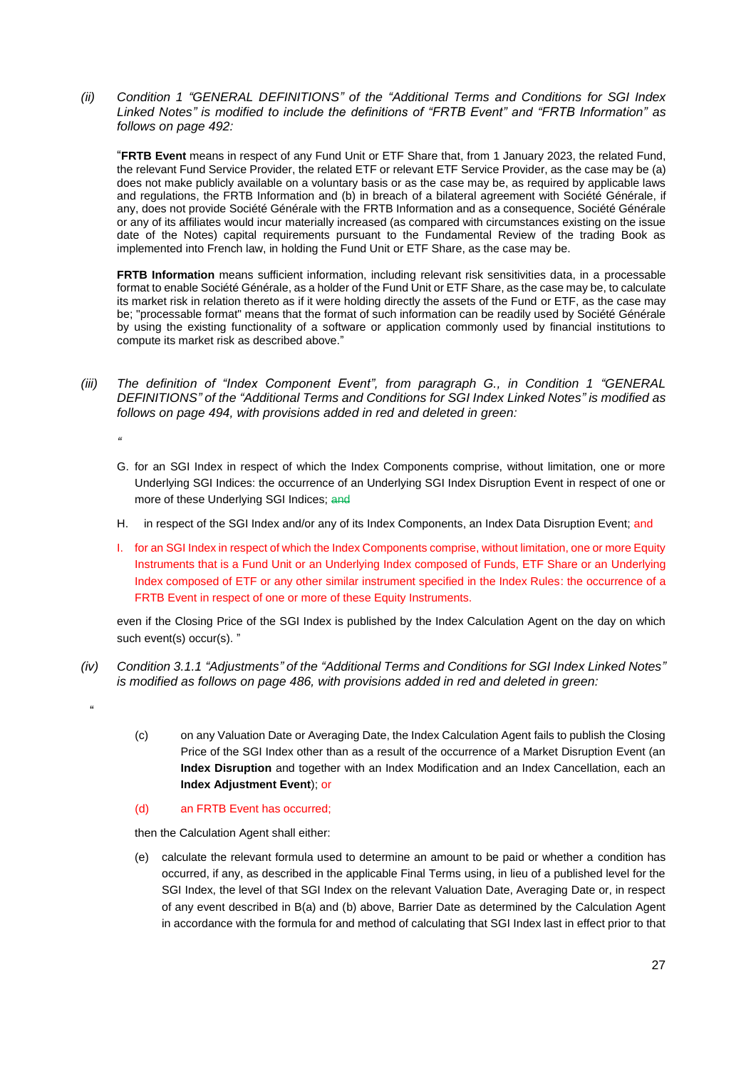*(ii)* *Condition 1 "GENERAL DEFINITIONS" of the "Additional Terms and Conditions for SGI Index Linked Notes" is modified to include the definitions of "FRTB Event" and "FRTB Information" as follows on page 492:*

"**FRTB Event** means in respect of any Fund Unit or ETF Share that, from 1 January 2023, the related Fund, the relevant Fund Service Provider, the related ETF or relevant ETF Service Provider, as the case may be (a) does not make publicly available on a voluntary basis or as the case may be, as required by applicable laws and regulations, the FRTB Information and (b) in breach of a bilateral agreement with Société Générale, if any, does not provide Société Générale with the FRTB Information and as a consequence, Société Générale or any of its affiliates would incur materially increased (as compared with circumstances existing on the issue date of the Notes) capital requirements pursuant to the Fundamental Review of the trading Book as implemented into French law, in holding the Fund Unit or ETF Share, as the case may be.

**FRTB Information** means sufficient information, including relevant risk sensitivities data, in a processable format to enable Société Générale, as a holder of the Fund Unit or ETF Share, as the case may be, to calculate its market risk in relation thereto as if it were holding directly the assets of the Fund or ETF, as the case may be; "processable format" means that the format of such information can be readily used by Société Générale by using the existing functionality of a software or application commonly used by financial institutions to compute its market risk as described above."

*(iii)* *The definition of "Index Component Event", from paragraph G., in Condition 1 "GENERAL DEFINITIONS" of the "Additional Terms and Conditions for SGI Index Linked Notes" is modified as follows on page 494, with provisions added in red and deleted in green:*

"

G. for an SGI Index in respect of which the Index Components comprise, without limitation, one or more Underlying SGI Indices: the occurrence of an Underlying SGI Index Disruption Event in respect of one or more of these Underlying SGI Indices; ~~and~~

H. in respect of the SGI Index and/or any of its Index Components, an Index Data Disruption Event; and

I. for an SGI Index in respect of which the Index Components comprise, without limitation, one or more Equity Instruments that is a Fund Unit or an Underlying Index composed of Funds, ETF Share or an Underlying Index composed of ETF or any other similar instrument specified in the Index Rules: the occurrence of a FRTB Event in respect of one or more of these Equity Instruments.

even if the Closing Price of the SGI Index is published by the Index Calculation Agent on the day on which such event(s) occur(s). "

*(iv)* *Condition 3.1.1 "Adjustments" of the "Additional Terms and Conditions for SGI Index Linked Notes" is modified as follows on page 486, with provisions added in red and deleted in green:*

"

(c) on any Valuation Date or Averaging Date, the Index Calculation Agent fails to publish the Closing Price of the SGI Index other than as a result of the occurrence of a Market Disruption Event (an **Index Disruption** and together with an Index Modification and an Index Cancellation, each an **Index Adjustment Event**); or

(d) an FRTB Event has occurred;

then the Calculation Agent shall either:

(e) calculate the relevant formula used to determine an amount to be paid or whether a condition has occurred, if any, as described in the applicable Final Terms using, in lieu of a published level for the SGI Index, the level of that SGI Index on the relevant Valuation Date, Averaging Date or, in respect of any event described in B(a) and (b) above, Barrier Date as determined by the Calculation Agent in accordance with the formula for and method of calculating that SGI Index last in effect prior to that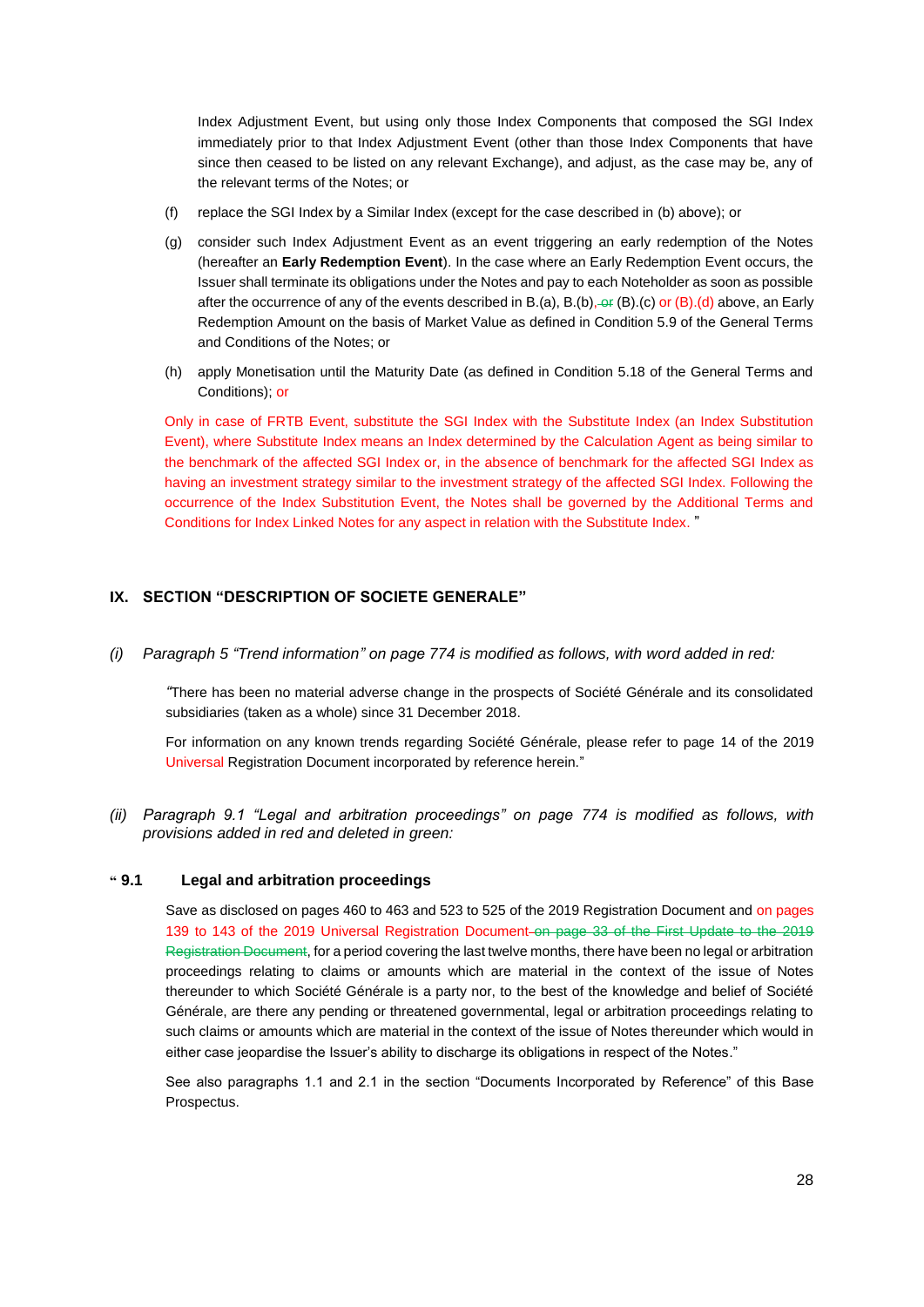Index Adjustment Event, but using only those Index Components that composed the SGI Index immediately prior to that Index Adjustment Event (other than those Index Components that have since then ceased to be listed on any relevant Exchange), and adjust, as the case may be, any of the relevant terms of the Notes; or

(f) replace the SGI Index by a Similar Index (except for the case described in (b) above); or

(g) consider such Index Adjustment Event as an event triggering an early redemption of the Notes (hereafter an **Early Redemption Event**). In the case where an Early Redemption Event occurs, the Issuer shall terminate its obligations under the Notes and pay to each Noteholder as soon as possible after the occurrence of any of the events described in B.(a), B.(b), ~~or~~ (B).(c) or (B).(d) above, an Early Redemption Amount on the basis of Market Value as defined in Condition 5.9 of the General Terms and Conditions of the Notes; or

(h) apply Monetisation until the Maturity Date (as defined in Condition 5.18 of the General Terms and Conditions); or

Only in case of FRTB Event, substitute the SGI Index with the Substitute Index (an Index Substitution Event), where Substitute Index means an Index determined by the Calculation Agent as being similar to the benchmark of the affected SGI Index or, in the absence of benchmark for the affected SGI Index as having an investment strategy similar to the investment strategy of the affected SGI Index. Following the occurrence of the Index Substitution Event, the Notes shall be governed by the Additional Terms and Conditions for Index Linked Notes for any aspect in relation with the Substitute Index. "

## IX. SECTION "DESCRIPTION OF SOCIETE GENERALE"

*(i) Paragraph 5 "Trend information" on page 774 is modified as follows, with word added in red:*

"There has been no material adverse change in the prospects of Société Générale and its consolidated subsidiaries (taken as a whole) since 31 December 2018.

For information on any known trends regarding Société Générale, please refer to page 14 of the 2019 Universal Registration Document incorporated by reference herein."

*(ii) Paragraph 9.1 "Legal and arbitration proceedings" on page 774 is modified as follows, with provisions added in red and deleted in green:*

**" 9.1 Legal and arbitration proceedings**

Save as disclosed on pages 460 to 463 and 523 to 525 of the 2019 Registration Document and on pages 139 to 143 of the 2019 Universal Registration Document ~~on page 33 of the First Update to the 2019 Registration Document~~, for a period covering the last twelve months, there have been no legal or arbitration proceedings relating to claims or amounts which are material in the context of the issue of Notes thereunder to which Société Générale is a party nor, to the best of the knowledge and belief of Société Générale, are there any pending or threatened governmental, legal or arbitration proceedings relating to such claims or amounts which are material in the context of the issue of Notes thereunder which would in either case jeopardise the Issuer's ability to discharge its obligations in respect of the Notes."

See also paragraphs 1.1 and 2.1 in the section "Documents Incorporated by Reference" of this Base Prospectus.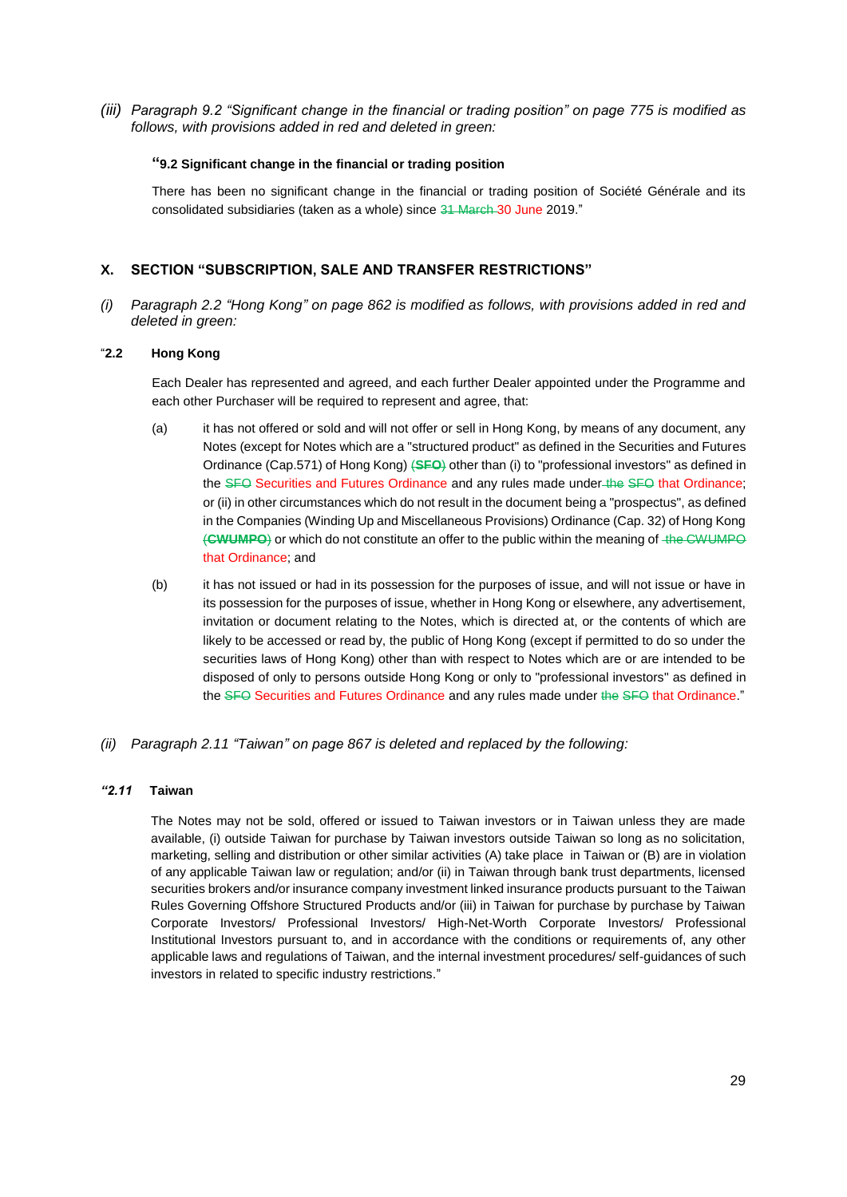*(iii) Paragraph 9.2 "Significant change in the financial or trading position" on page 775 is modified as follows, with provisions added in red and deleted in green:*

"**9.2 Significant change in the financial or trading position**

There has been no significant change in the financial or trading position of Société Générale and its consolidated subsidiaries (taken as a whole) since ~~31 March~~ 30 June 2019."

## X. SECTION "SUBSCRIPTION, SALE AND TRANSFER RESTRICTIONS"

*(i) Paragraph 2.2 "Hong Kong" on page 862 is modified as follows, with provisions added in red and deleted in green:*

"**2.2 Hong Kong**

Each Dealer has represented and agreed, and each further Dealer appointed under the Programme and each other Purchaser will be required to represent and agree, that:

(a) it has not offered or sold and will not offer or sell in Hong Kong, by means of any document, any Notes (except for Notes which are a "structured product" as defined in the Securities and Futures Ordinance (Cap.571) of Hong Kong) ~~(**SFO**)~~ other than (i) to "professional investors" as defined in the ~~SFO~~ Securities and Futures Ordinance and any rules made under ~~the SFO~~ that Ordinance; or (ii) in other circumstances which do not result in the document being a "prospectus", as defined in the Companies (Winding Up and Miscellaneous Provisions) Ordinance (Cap. 32) of Hong Kong ~~(**CWUMPO**)~~ or which do not constitute an offer to the public within the meaning of ~~the CWUMPO~~ that Ordinance; and

(b) it has not issued or had in its possession for the purposes of issue, and will not issue or have in its possession for the purposes of issue, whether in Hong Kong or elsewhere, any advertisement, invitation or document relating to the Notes, which is directed at, or the contents of which are likely to be accessed or read by, the public of Hong Kong (except if permitted to do so under the securities laws of Hong Kong) other than with respect to Notes which are or are intended to be disposed of only to persons outside Hong Kong or only to "professional investors" as defined in the ~~SFO~~ Securities and Futures Ordinance and any rules made under ~~the SFO~~ that Ordinance."

*(ii) Paragraph 2.11 "Taiwan" on page 867 is deleted and replaced by the following:*

***"2.11* Taiwan**

The Notes may not be sold, offered or issued to Taiwan investors or in Taiwan unless they are made available, (i) outside Taiwan for purchase by Taiwan investors outside Taiwan so long as no solicitation, marketing, selling and distribution or other similar activities (A) take place in Taiwan or (B) are in violation of any applicable Taiwan law or regulation; and/or (ii) in Taiwan through bank trust departments, licensed securities brokers and/or insurance company investment linked insurance products pursuant to the Taiwan Rules Governing Offshore Structured Products and/or (iii) in Taiwan for purchase by purchase by Taiwan Corporate Investors/ Professional Investors/ High-Net-Worth Corporate Investors/ Professional Institutional Investors pursuant to, and in accordance with the conditions or requirements of, any other applicable laws and regulations of Taiwan, and the internal investment procedures/ self-guidances of such investors in related to specific industry restrictions."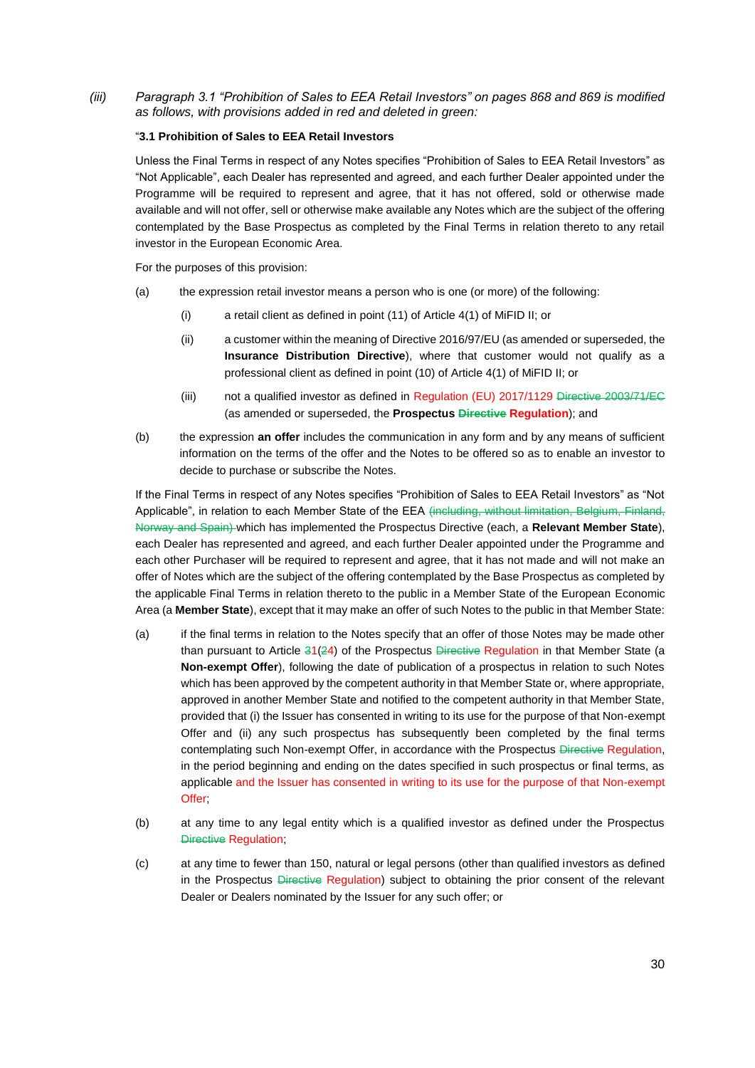*(iii)* *Paragraph 3.1 "Prohibition of Sales to EEA Retail Investors" on pages 868 and 869 is modified as follows, with provisions added in red and deleted in green:*

"**3.1 Prohibition of Sales to EEA Retail Investors**

Unless the Final Terms in respect of any Notes specifies "Prohibition of Sales to EEA Retail Investors" as "Not Applicable", each Dealer has represented and agreed, and each further Dealer appointed under the Programme will be required to represent and agree, that it has not offered, sold or otherwise made available and will not offer, sell or otherwise make available any Notes which are the subject of the offering contemplated by the Base Prospectus as completed by the Final Terms in relation thereto to any retail investor in the European Economic Area.

For the purposes of this provision:

(a) the expression retail investor means a person who is one (or more) of the following:

(i) a retail client as defined in point (11) of Article 4(1) of MiFID II; or

(ii) a customer within the meaning of Directive 2016/97/EU (as amended or superseded, the **Insurance Distribution Directive**), where that customer would not qualify as a professional client as defined in point (10) of Article 4(1) of MiFID II; or

(iii) not a qualified investor as defined in Regulation (EU) 2017/1129 ~~Directive 2003/71/EC~~ (as amended or superseded, the **Prospectus ~~Directive~~ Regulation**); and

(b) the expression **an offer** includes the communication in any form and by any means of sufficient information on the terms of the offer and the Notes to be offered so as to enable an investor to decide to purchase or subscribe the Notes.

If the Final Terms in respect of any Notes specifies "Prohibition of Sales to EEA Retail Investors" as "Not Applicable", in relation to each Member State of the EEA ~~(including, without limitation, Belgium, Finland, Norway and Spain)~~ which has implemented the Prospectus Directive (each, a **Relevant Member State**), each Dealer has represented and agreed, and each further Dealer appointed under the Programme and each other Purchaser will be required to represent and agree, that it has not made and will not make an offer of Notes which are the subject of the offering contemplated by the Base Prospectus as completed by the applicable Final Terms in relation thereto to the public in a Member State of the European Economic Area (a **Member State**), except that it may make an offer of such Notes to the public in that Member State:

(a) if the final terms in relation to the Notes specify that an offer of those Notes may be made other than pursuant to Article ~~3~~1(~~2~~4) of the Prospectus ~~Directive~~ Regulation in that Member State (a **Non-exempt Offer**), following the date of publication of a prospectus in relation to such Notes which has been approved by the competent authority in that Member State or, where appropriate, approved in another Member State and notified to the competent authority in that Member State, provided that (i) the Issuer has consented in writing to its use for the purpose of that Non-exempt Offer and (ii) any such prospectus has subsequently been completed by the final terms contemplating such Non-exempt Offer, in accordance with the Prospectus ~~Directive~~ Regulation, in the period beginning and ending on the dates specified in such prospectus or final terms, as applicable and the Issuer has consented in writing to its use for the purpose of that Non-exempt Offer;

(b) at any time to any legal entity which is a qualified investor as defined under the Prospectus ~~Directive~~ Regulation;

(c) at any time to fewer than 150, natural or legal persons (other than qualified investors as defined in the Prospectus ~~Directive~~ Regulation) subject to obtaining the prior consent of the relevant Dealer or Dealers nominated by the Issuer for any such offer; or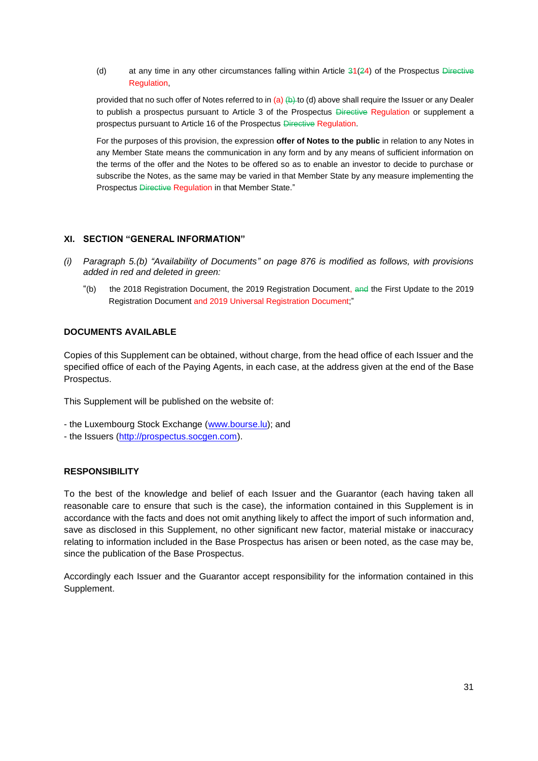(d) at any time in any other circumstances falling within Article ~~3~~1(~~2~~4) of the Prospectus ~~Directive~~ Regulation,

provided that no such offer of Notes referred to in (a) ~~(b)~~ to (d) above shall require the Issuer or any Dealer to publish a prospectus pursuant to Article 3 of the Prospectus ~~Directive~~ Regulation or supplement a prospectus pursuant to Article 16 of the Prospectus ~~Directive~~ Regulation.

For the purposes of this provision, the expression **offer of Notes to the public** in relation to any Notes in any Member State means the communication in any form and by any means of sufficient information on the terms of the offer and the Notes to be offered so as to enable an investor to decide to purchase or subscribe the Notes, as the same may be varied in that Member State by any measure implementing the Prospectus ~~Directive~~ Regulation in that Member State."

## XI. SECTION "GENERAL INFORMATION"

*(i) Paragraph 5.(b) "Availability of Documents" on page 876 is modified as follows, with provisions added in red and deleted in green:*

"(b) the 2018 Registration Document, the 2019 Registration Document, ~~and~~ the First Update to the 2019 Registration Document and 2019 Universal Registration Document;"

## DOCUMENTS AVAILABLE

Copies of this Supplement can be obtained, without charge, from the head office of each Issuer and the specified office of each of the Paying Agents, in each case, at the address given at the end of the Base Prospectus.

This Supplement will be published on the website of:

- the Luxembourg Stock Exchange (www.bourse.lu); and
- the Issuers (http://prospectus.socgen.com).

## RESPONSIBILITY

To the best of the knowledge and belief of each Issuer and the Guarantor (each having taken all reasonable care to ensure that such is the case), the information contained in this Supplement is in accordance with the facts and does not omit anything likely to affect the import of such information and, save as disclosed in this Supplement, no other significant new factor, material mistake or inaccuracy relating to information included in the Base Prospectus has arisen or been noted, as the case may be, since the publication of the Base Prospectus.

Accordingly each Issuer and the Guarantor accept responsibility for the information contained in this Supplement.